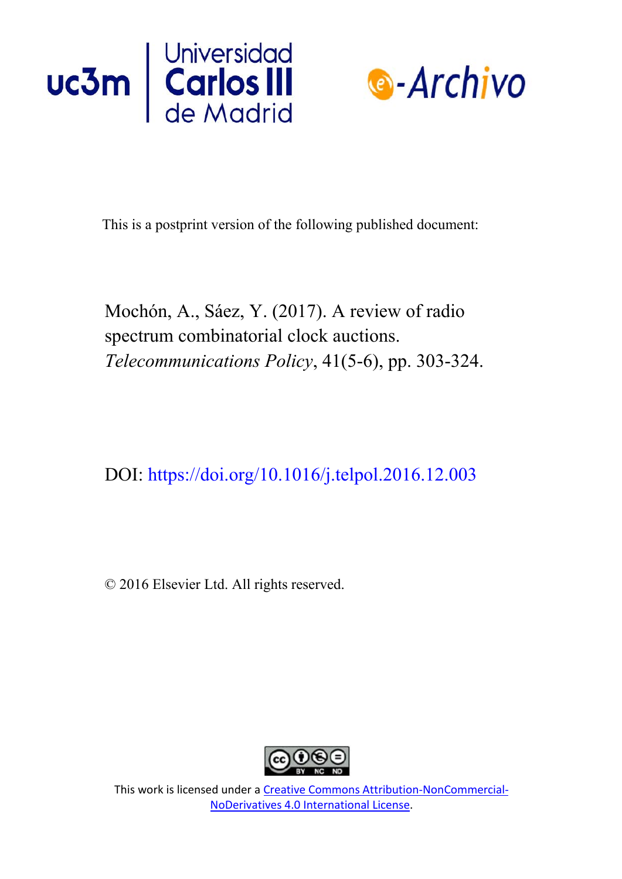uc3m | Universidad Carlos III de Madrid

e-Archivo

This is a postprint version of the following published document:

Mochón, A., Sáez, Y. (2017). A review of radio spectrum combinatorial clock auctions. *Telecommunications Policy*, 41(5-6), pp. 303-324.

DOI: https://doi.org/10.1016/j.telpol.2016.12.003

© 2016 Elsevier Ltd. All rights reserved.

This work is licensed under a Creative Commons Attribution-NonCommercial-NoDerivatives 4.0 International License.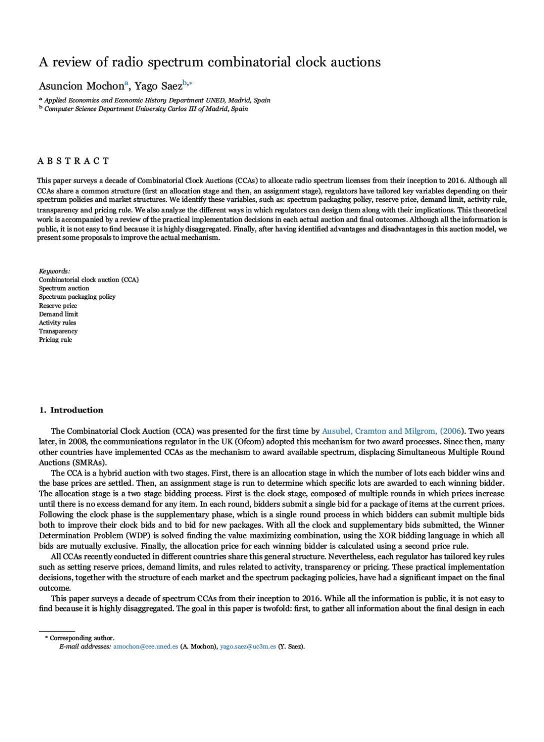# A review of radio spectrum combinatorial clock auctions

Asuncion Mochon[a], Yago Saez[b,*]

[a] *Applied Economics and Economic History Department UNED, Madrid, Spain*
[b] *Computer Science Department University Carlos III of Madrid, Spain*

## ABSTRACT

This paper surveys a decade of Combinatorial Clock Auctions (CCAs) to allocate radio spectrum licenses from their inception to 2016. Although all CCAs share a common structure (first an allocation stage and then, an assignment stage), regulators have tailored key variables depending on their spectrum policies and market structures. We identify these variables, such as: spectrum packaging policy, reserve price, demand limit, activity rule, transparency and pricing rule. We also analyze the different ways in which regulators can design them along with their implications. This theoretical work is accompanied by a review of the practical implementation decisions in each actual auction and final outcomes. Although all the information is public, it is not easy to find because it is highly disaggregated. Finally, after having identified advantages and disadvantages in this auction model, we present some proposals to improve the actual mechanism.

*Keywords:*
Combinatorial clock auction (CCA)
Spectrum auction
Spectrum packaging policy
Reserve price
Demand limit
Activity rules
Transparency
Pricing rule

## 1. Introduction

The Combinatorial Clock Auction (CCA) was presented for the first time by Ausubel, Cramton and Milgrom, (2006). Two years later, in 2008, the communications regulator in the UK (Ofcom) adopted this mechanism for two award processes. Since then, many other countries have implemented CCAs as the mechanism to award available spectrum, displacing Simultaneous Multiple Round Auctions (SMRAs).

The CCA is a hybrid auction with two stages. First, there is an allocation stage in which the number of lots each bidder wins and the base prices are settled. Then, an assignment stage is run to determine which specific lots are awarded to each winning bidder. The allocation stage is a two stage bidding process. First is the clock stage, composed of multiple rounds in which prices increase until there is no excess demand for any item. In each round, bidders submit a single bid for a package of items at the current prices. Following the clock phase is the supplementary phase, which is a single round process in which bidders can submit multiple bids both to improve their clock bids and to bid for new packages. With all the clock and supplementary bids submitted, the Winner Determination Problem (WDP) is solved finding the value maximizing combination, using the XOR bidding language in which all bids are mutually exclusive. Finally, the allocation price for each winning bidder is calculated using a second price rule.

All CCAs recently conducted in different countries share this general structure. Nevertheless, each regulator has tailored key rules such as setting reserve prices, demand limits, and rules related to activity, transparency or pricing. These practical implementation decisions, together with the structure of each market and the spectrum packaging policies, have had a significant impact on the final outcome.

This paper surveys a decade of spectrum CCAs from their inception to 2016. While all the information is public, it is not easy to find because it is highly disaggregated. The goal in this paper is twofold: first, to gather all information about the final design in each

---

\* Corresponding author.
*E-mail addresses:* amochon@cee.uned.es (A. Mochon), yago.saez@uc3m.es (Y. Saez).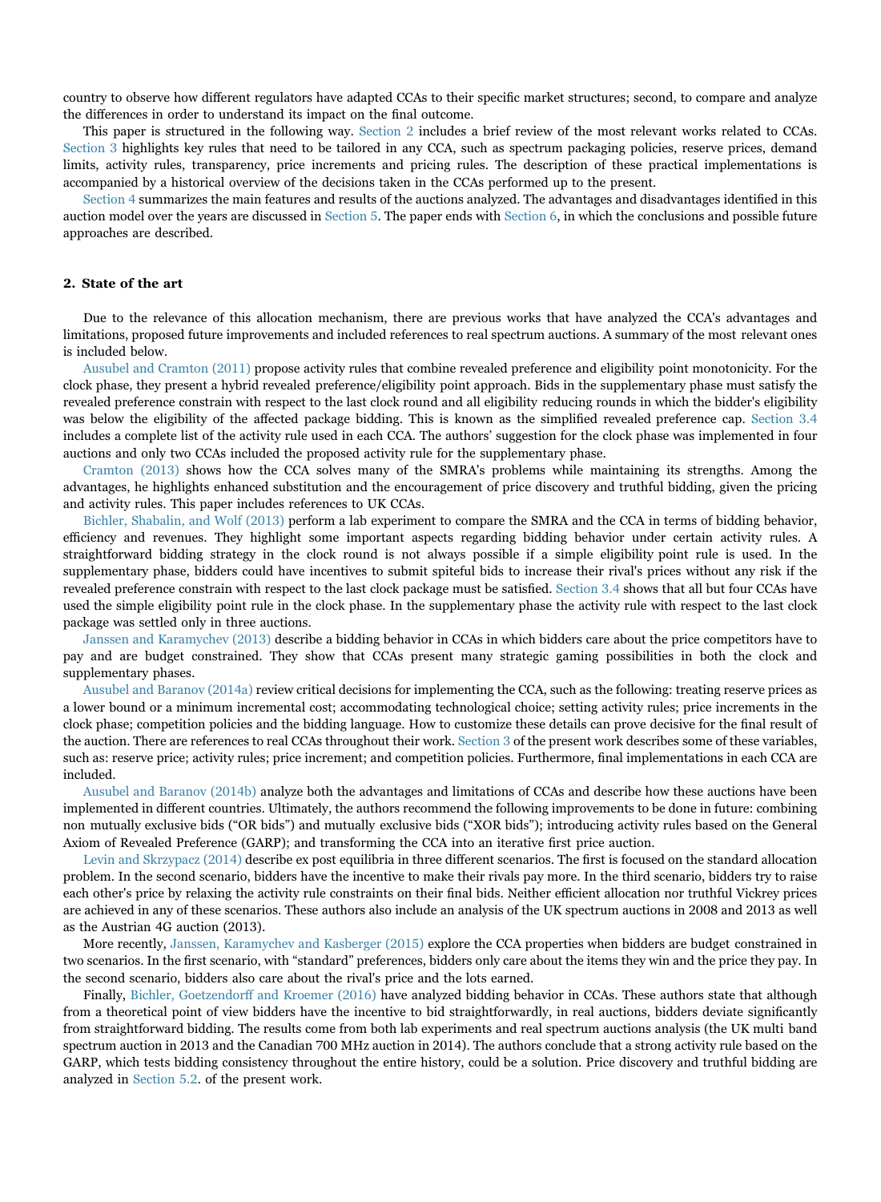country to observe how different regulators have adapted CCAs to their specific market structures; second, to compare and analyze the differences in order to understand its impact on the final outcome.

This paper is structured in the following way. Section 2 includes a brief review of the most relevant works related to CCAs. Section 3 highlights key rules that need to be tailored in any CCA, such as spectrum packaging policies, reserve prices, demand limits, activity rules, transparency, price increments and pricing rules. The description of these practical implementations is accompanied by a historical overview of the decisions taken in the CCAs performed up to the present.

Section 4 summarizes the main features and results of the auctions analyzed. The advantages and disadvantages identified in this auction model over the years are discussed in Section 5. The paper ends with Section 6, in which the conclusions and possible future approaches are described.

## 2. State of the art

Due to the relevance of this allocation mechanism, there are previous works that have analyzed the CCA's advantages and limitations, proposed future improvements and included references to real spectrum auctions. A summary of the most relevant ones is included below.

Ausubel and Cramton (2011) propose activity rules that combine revealed preference and eligibility point monotonicity. For the clock phase, they present a hybrid revealed preference/eligibility point approach. Bids in the supplementary phase must satisfy the revealed preference constrain with respect to the last clock round and all eligibility reducing rounds in which the bidder's eligibility was below the eligibility of the affected package bidding. This is known as the simplified revealed preference cap. Section 3.4 includes a complete list of the activity rule used in each CCA. The authors' suggestion for the clock phase was implemented in four auctions and only two CCAs included the proposed activity rule for the supplementary phase.

Cramton (2013) shows how the CCA solves many of the SMRA's problems while maintaining its strengths. Among the advantages, he highlights enhanced substitution and the encouragement of price discovery and truthful bidding, given the pricing and activity rules. This paper includes references to UK CCAs.

Bichler, Shabalin, and Wolf (2013) perform a lab experiment to compare the SMRA and the CCA in terms of bidding behavior, efficiency and revenues. They highlight some important aspects regarding bidding behavior under certain activity rules. A straightforward bidding strategy in the clock round is not always possible if a simple eligibility point rule is used. In the supplementary phase, bidders could have incentives to submit spiteful bids to increase their rival's prices without any risk if the revealed preference constrain with respect to the last clock package must be satisfied. Section 3.4 shows that all but four CCAs have used the simple eligibility point rule in the clock phase. In the supplementary phase the activity rule with respect to the last clock package was settled only in three auctions.

Janssen and Karamychev (2013) describe a bidding behavior in CCAs in which bidders care about the price competitors have to pay and are budget constrained. They show that CCAs present many strategic gaming possibilities in both the clock and supplementary phases.

Ausubel and Baranov (2014a) review critical decisions for implementing the CCA, such as the following: treating reserve prices as a lower bound or a minimum incremental cost; accommodating technological choice; setting activity rules; price increments in the clock phase; competition policies and the bidding language. How to customize these details can prove decisive for the final result of the auction. There are references to real CCAs throughout their work. Section 3 of the present work describes some of these variables, such as: reserve price; activity rules; price increment; and competition policies. Furthermore, final implementations in each CCA are included.

Ausubel and Baranov (2014b) analyze both the advantages and limitations of CCAs and describe how these auctions have been implemented in different countries. Ultimately, the authors recommend the following improvements to be done in future: combining non mutually exclusive bids ("OR bids") and mutually exclusive bids ("XOR bids"); introducing activity rules based on the General Axiom of Revealed Preference (GARP); and transforming the CCA into an iterative first price auction.

Levin and Skrzypacz (2014) describe ex post equilibria in three different scenarios. The first is focused on the standard allocation problem. In the second scenario, bidders have the incentive to make their rivals pay more. In the third scenario, bidders try to raise each other's price by relaxing the activity rule constraints on their final bids. Neither efficient allocation nor truthful Vickrey prices are achieved in any of these scenarios. These authors also include an analysis of the UK spectrum auctions in 2008 and 2013 as well as the Austrian 4G auction (2013).

More recently, Janssen, Karamychev and Kasberger (2015) explore the CCA properties when bidders are budget constrained in two scenarios. In the first scenario, with "standard" preferences, bidders only care about the items they win and the price they pay. In the second scenario, bidders also care about the rival's price and the lots earned.

Finally, Bichler, Goetzendorff and Kroemer (2016) have analyzed bidding behavior in CCAs. These authors state that although from a theoretical point of view bidders have the incentive to bid straightforwardly, in real auctions, bidders deviate significantly from straightforward bidding. The results come from both lab experiments and real spectrum auctions analysis (the UK multi band spectrum auction in 2013 and the Canadian 700 MHz auction in 2014). The authors conclude that a strong activity rule based on the GARP, which tests bidding consistency throughout the entire history, could be a solution. Price discovery and truthful bidding are analyzed in Section 5.2. of the present work.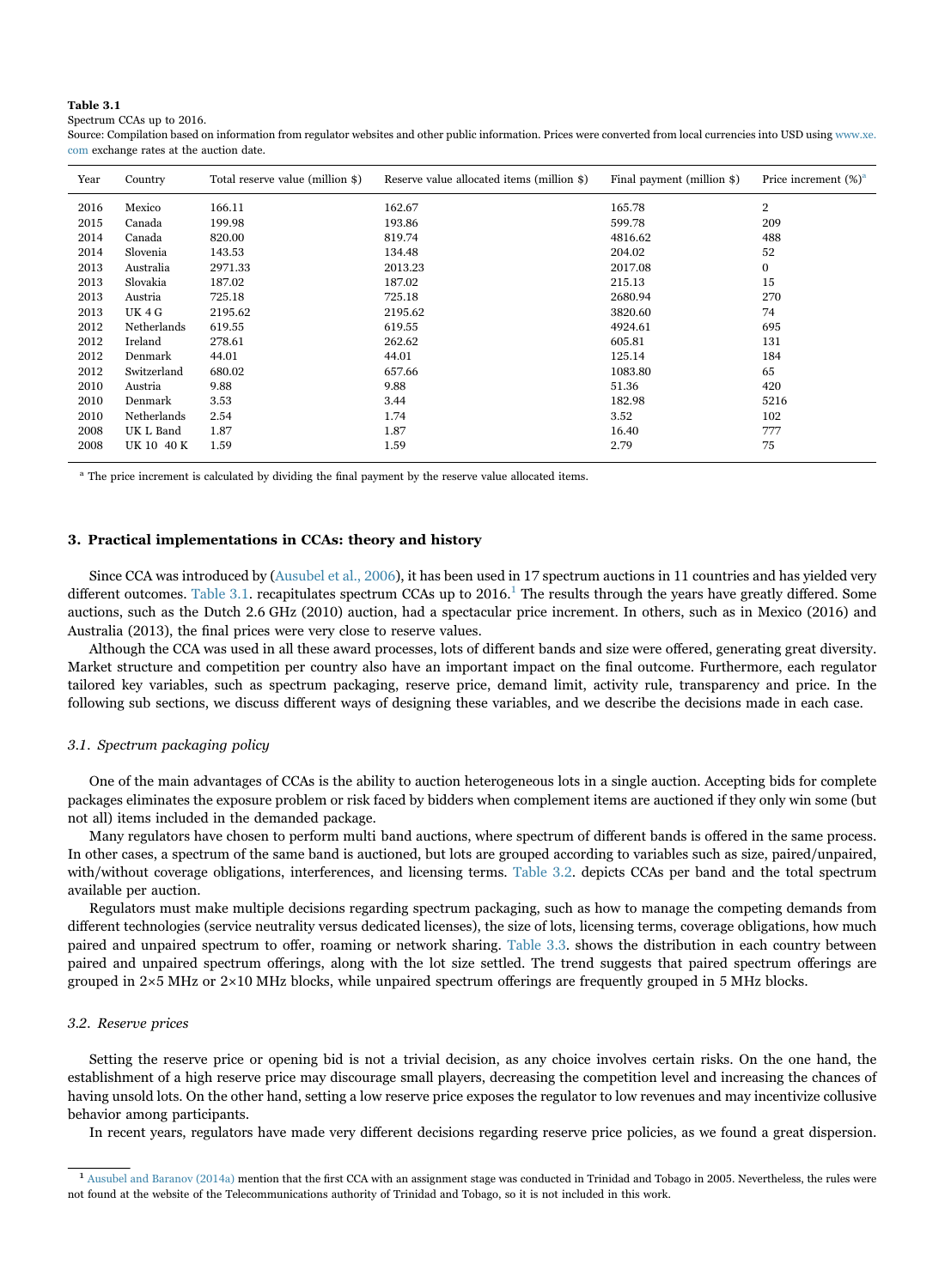**Table 3.1**

Spectrum CCAs up to 2016.

Source: Compilation based on information from regulator websites and other public information. Prices were converted from local currencies into USD using www.xe.com exchange rates at the auction date.

| Year | Country | Total reserve value (million $) | Reserve value allocated items (million $) | Final payment (million $) | Price increment (%)[a] |
|---|---|---|---|---|---|
| 2016 | Mexico | 166.11 | 162.67 | 165.78 | 2 |
| 2015 | Canada | 199.98 | 193.86 | 599.78 | 209 |
| 2014 | Canada | 820.00 | 819.74 | 4816.62 | 488 |
| 2014 | Slovenia | 143.53 | 134.48 | 204.02 | 52 |
| 2013 | Australia | 2971.33 | 2013.23 | 2017.08 | 0 |
| 2013 | Slovakia | 187.02 | 187.02 | 215.13 | 15 |
| 2013 | Austria | 725.18 | 725.18 | 2680.94 | 270 |
| 2013 | UK 4 G | 2195.62 | 2195.62 | 3820.60 | 74 |
| 2012 | Netherlands | 619.55 | 619.55 | 4924.61 | 695 |
| 2012 | Ireland | 278.61 | 262.62 | 605.81 | 131 |
| 2012 | Denmark | 44.01 | 44.01 | 125.14 | 184 |
| 2012 | Switzerland | 680.02 | 657.66 | 1083.80 | 65 |
| 2010 | Austria | 9.88 | 9.88 | 51.36 | 420 |
| 2010 | Denmark | 3.53 | 3.44 | 182.98 | 5216 |
| 2010 | Netherlands | 2.54 | 1.74 | 3.52 | 102 |
| 2008 | UK L Band | 1.87 | 1.87 | 16.40 | 777 |
| 2008 | UK 10 40 K | 1.59 | 1.59 | 2.79 | 75 |

[a] The price increment is calculated by dividing the final payment by the reserve value allocated items.

## 3. Practical implementations in CCAs: theory and history

Since CCA was introduced by (Ausubel et al., 2006), it has been used in 17 spectrum auctions in 11 countries and has yielded very different outcomes. Table 3.1. recapitulates spectrum CCAs up to 2016.[1] The results through the years have greatly differed. Some auctions, such as the Dutch 2.6 GHz (2010) auction, had a spectacular price increment. In others, such as in Mexico (2016) and Australia (2013), the final prices were very close to reserve values.

Although the CCA was used in all these award processes, lots of different bands and size were offered, generating great diversity. Market structure and competition per country also have an important impact on the final outcome. Furthermore, each regulator tailored key variables, such as spectrum packaging, reserve price, demand limit, activity rule, transparency and price. In the following sub sections, we discuss different ways of designing these variables, and we describe the decisions made in each case.

### *3.1. Spectrum packaging policy*

One of the main advantages of CCAs is the ability to auction heterogeneous lots in a single auction. Accepting bids for complete packages eliminates the exposure problem or risk faced by bidders when complement items are auctioned if they only win some (but not all) items included in the demanded package.

Many regulators have chosen to perform multi band auctions, where spectrum of different bands is offered in the same process. In other cases, a spectrum of the same band is auctioned, but lots are grouped according to variables such as size, paired/unpaired, with/without coverage obligations, interferences, and licensing terms. Table 3.2. depicts CCAs per band and the total spectrum available per auction.

Regulators must make multiple decisions regarding spectrum packaging, such as how to manage the competing demands from different technologies (service neutrality versus dedicated licenses), the size of lots, licensing terms, coverage obligations, how much paired and unpaired spectrum to offer, roaming or network sharing. Table 3.3. shows the distribution in each country between paired and unpaired spectrum offerings, along with the lot size settled. The trend suggests that paired spectrum offerings are grouped in 2×5 MHz or 2×10 MHz blocks, while unpaired spectrum offerings are frequently grouped in 5 MHz blocks.

### *3.2. Reserve prices*

Setting the reserve price or opening bid is not a trivial decision, as any choice involves certain risks. On the one hand, the establishment of a high reserve price may discourage small players, decreasing the competition level and increasing the chances of having unsold lots. On the other hand, setting a low reserve price exposes the regulator to low revenues and may incentivize collusive behavior among participants.

In recent years, regulators have made very different decisions regarding reserve price policies, as we found a great dispersion.

[1] Ausubel and Baranov (2014a) mention that the first CCA with an assignment stage was conducted in Trinidad and Tobago in 2005. Nevertheless, the rules were not found at the website of the Telecommunications authority of Trinidad and Tobago, so it is not included in this work.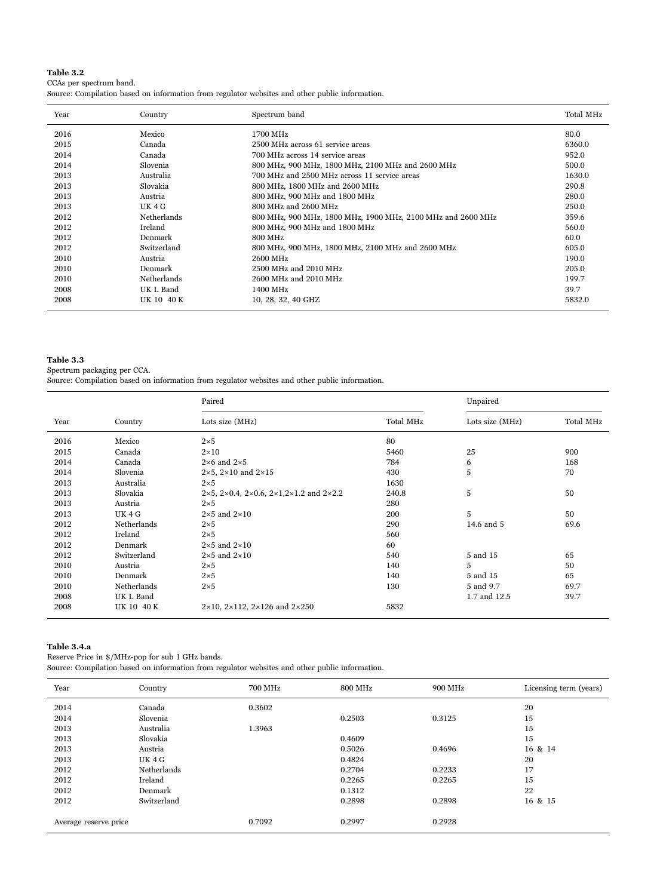**Table 3.2**
CCAs per spectrum band.
Source: Compilation based on information from regulator websites and other public information.

| Year | Country | Spectrum band | Total MHz |
|---|---|---|---|
| 2016 | Mexico | 1700 MHz | 80.0 |
| 2015 | Canada | 2500 MHz across 61 service areas | 6360.0 |
| 2014 | Canada | 700 MHz across 14 service areas | 952.0 |
| 2014 | Slovenia | 800 MHz, 900 MHz, 1800 MHz, 2100 MHz and 2600 MHz | 500.0 |
| 2013 | Australia | 700 MHz and 2500 MHz across 11 service areas | 1630.0 |
| 2013 | Slovakia | 800 MHz, 1800 MHz and 2600 MHz | 290.8 |
| 2013 | Austria | 800 MHz, 900 MHz and 1800 MHz | 280.0 |
| 2013 | UK 4 G | 800 MHz and 2600 MHz | 250.0 |
| 2012 | Netherlands | 800 MHz, 900 MHz, 1800 MHz, 1900 MHz, 2100 MHz and 2600 MHz | 359.6 |
| 2012 | Ireland | 800 MHz, 900 MHz and 1800 MHz | 560.0 |
| 2012 | Denmark | 800 MHz | 60.0 |
| 2012 | Switzerland | 800 MHz, 900 MHz, 1800 MHz, 2100 MHz and 2600 MHz | 605.0 |
| 2010 | Austria | 2600 MHz | 190.0 |
| 2010 | Denmark | 2500 MHz and 2010 MHz | 205.0 |
| 2010 | Netherlands | 2600 MHz and 2010 MHz | 199.7 |
| 2008 | UK L Band | 1400 MHz | 39.7 |
| 2008 | UK 10 40 K | 10, 28, 32, 40 GHZ | 5832.0 |

**Table 3.3**
Spectrum packaging per CCA.
Source: Compilation based on information from regulator websites and other public information.

| | | Paired | | Unpaired | |
|---|---|---|---|---|---|
| Year | Country | Lots size (MHz) | Total MHz | Lots size (MHz) | Total MHz |
| 2016 | Mexico | 2×5 | 80 | | |
| 2015 | Canada | 2×10 | 5460 | 25 | 900 |
| 2014 | Canada | 2×6 and 2×5 | 784 | 6 | 168 |
| 2014 | Slovenia | 2×5, 2×10 and 2×15 | 430 | 5 | 70 |
| 2013 | Australia | 2×5 | 1630 | | |
| 2013 | Slovakia | 2×5, 2×0.4, 2×0.6, 2×1,2×1.2 and 2×2.2 | 240.8 | 5 | 50 |
| 2013 | Austria | 2×5 | 280 | | |
| 2013 | UK 4 G | 2×5 and 2×10 | 200 | 5 | 50 |
| 2012 | Netherlands | 2×5 | 290 | 14.6 and 5 | 69.6 |
| 2012 | Ireland | 2×5 | 560 | | |
| 2012 | Denmark | 2×5 and 2×10 | 60 | | |
| 2012 | Switzerland | 2×5 and 2×10 | 540 | 5 and 15 | 65 |
| 2010 | Austria | 2×5 | 140 | 5 | 50 |
| 2010 | Denmark | 2×5 | 140 | 5 and 15 | 65 |
| 2010 | Netherlands | 2×5 | 130 | 5 and 9.7 | 69.7 |
| 2008 | UK L Band | | | 1.7 and 12.5 | 39.7 |
| 2008 | UK 10 40 K | 2×10, 2×112, 2×126 and 2×250 | 5832 | | |

**Table 3.4.a**
Reserve Price in $/MHz-pop for sub 1 GHz bands.
Source: Compilation based on information from regulator websites and other public information.

| Year | Country | 700 MHz | 800 MHz | 900 MHz | Licensing term (years) |
|---|---|---|---|---|---|
| 2014 | Canada | 0.3602 | | | 20 |
| 2014 | Slovenia | | 0.2503 | 0.3125 | 15 |
| 2013 | Australia | 1.3963 | | | 15 |
| 2013 | Slovakia | | 0.4609 | | 15 |
| 2013 | Austria | | 0.5026 | 0.4696 | 16 & 14 |
| 2013 | UK 4 G | | 0.4824 | | 20 |
| 2012 | Netherlands | | 0.2704 | 0.2233 | 17 |
| 2012 | Ireland | | 0.2265 | 0.2265 | 15 |
| 2012 | Denmark | | 0.1312 | | 22 |
| 2012 | Switzerland | | 0.2898 | 0.2898 | 16 & 15 |
| Average reserve price | | 0.7092 | 0.2997 | 0.2928 | |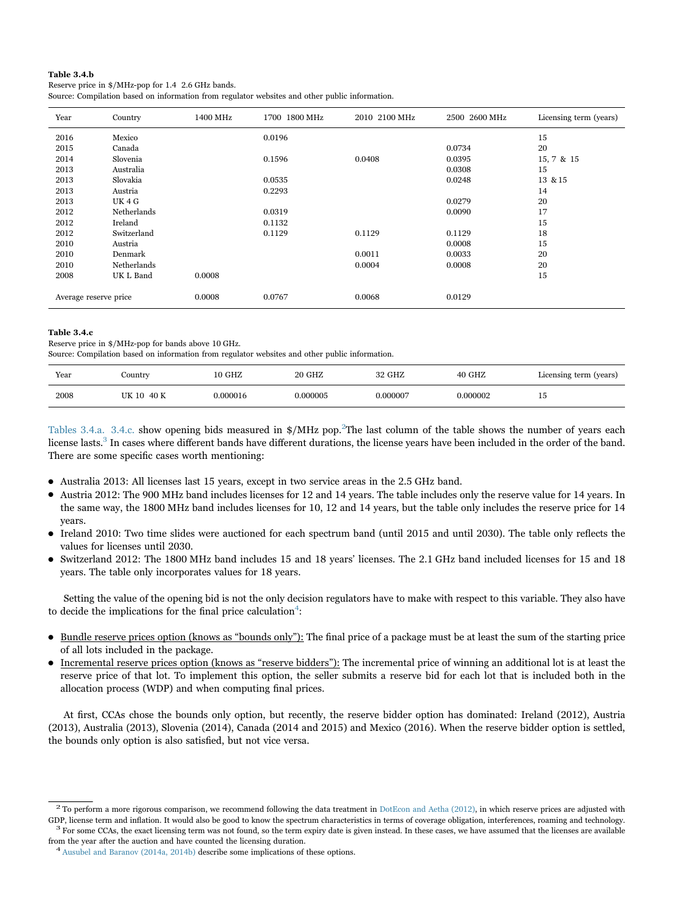**Table 3.4.b**
Reserve price in $/MHz-pop for 1.4 2.6 GHz bands.
Source: Compilation based on information from regulator websites and other public information.

| Year | Country | 1400 MHz | 1700 1800 MHz | 2010 2100 MHz | 2500 2600 MHz | Licensing term (years) |
|---|---|---|---|---|---|---|
| 2016 | Mexico | | 0.0196 | | | 15 |
| 2015 | Canada | | | | 0.0734 | 20 |
| 2014 | Slovenia | | 0.1596 | 0.0408 | 0.0395 | 15, 7 & 15 |
| 2013 | Australia | | | | 0.0308 | 15 |
| 2013 | Slovakia | | 0.0535 | | 0.0248 | 13 & 15 |
| 2013 | Austria | | 0.2293 | | | 14 |
| 2013 | UK 4 G | | | | 0.0279 | 20 |
| 2012 | Netherlands | | 0.0319 | | 0.0090 | 17 |
| 2012 | Ireland | | 0.1132 | | | 15 |
| 2012 | Switzerland | | 0.1129 | 0.1129 | 0.1129 | 18 |
| 2010 | Austria | | | | 0.0008 | 15 |
| 2010 | Denmark | | | 0.0011 | 0.0033 | 20 |
| 2010 | Netherlands | | | 0.0004 | 0.0008 | 20 |
| 2008 | UK L Band | 0.0008 | | | | 15 |
| Average reserve price | | 0.0008 | 0.0767 | 0.0068 | 0.0129 | |

**Table 3.4.c**
Reserve price in $/MHz-pop for bands above 10 GHz.
Source: Compilation based on information from regulator websites and other public information.

| Year | Country | 10 GHZ | 20 GHZ | 32 GHZ | 40 GHZ | Licensing term (years) |
|---|---|---|---|---|---|---|
| 2008 | UK 10 40 K | 0.000016 | 0.000005 | 0.000007 | 0.000002 | 15 |

Tables 3.4.a. 3.4.c. show opening bids measured in $/MHz pop.[2] The last column of the table shows the number of years each license lasts.[3] In cases where different bands have different durations, the license years have been included in the order of the band. There are some specific cases worth mentioning:

- Australia 2013: All licenses last 15 years, except in two service areas in the 2.5 GHz band.
- Austria 2012: The 900 MHz band includes licenses for 12 and 14 years. The table includes only the reserve value for 14 years. In the same way, the 1800 MHz band includes licenses for 10, 12 and 14 years, but the table only includes the reserve price for 14 years.
- Ireland 2010: Two time slides were auctioned for each spectrum band (until 2015 and until 2030). The table only reflects the values for licenses until 2030.
- Switzerland 2012: The 1800 MHz band includes 15 and 18 years' licenses. The 2.1 GHz band included licenses for 15 and 18 years. The table only incorporates values for 18 years.

Setting the value of the opening bid is not the only decision regulators have to make with respect to this variable. They also have to decide the implications for the final price calculation[4]:

- Bundle reserve prices option (knows as "bounds only"): The final price of a package must be at least the sum of the starting price of all lots included in the package.
- Incremental reserve prices option (knows as "reserve bidders"): The incremental price of winning an additional lot is at least the reserve price of that lot. To implement this option, the seller submits a reserve bid for each lot that is included both in the allocation process (WDP) and when computing final prices.

At first, CCAs chose the bounds only option, but recently, the reserve bidder option has dominated: Ireland (2012), Austria (2013), Australia (2013), Slovenia (2014), Canada (2014 and 2015) and Mexico (2016). When the reserve bidder option is settled, the bounds only option is also satisfied, but not vice versa.

[2] To perform a more rigorous comparison, we recommend following the data treatment in DotEcon and Aetha (2012), in which reserve prices are adjusted with GDP, license term and inflation. It would also be good to know the spectrum characteristics in terms of coverage obligation, interferences, roaming and technology.

[3] For some CCAs, the exact licensing term was not found, so the term expiry date is given instead. In these cases, we have assumed that the licenses are available from the year after the auction and have counted the licensing duration.

[4] Ausubel and Baranov (2014a, 2014b) describe some implications of these options.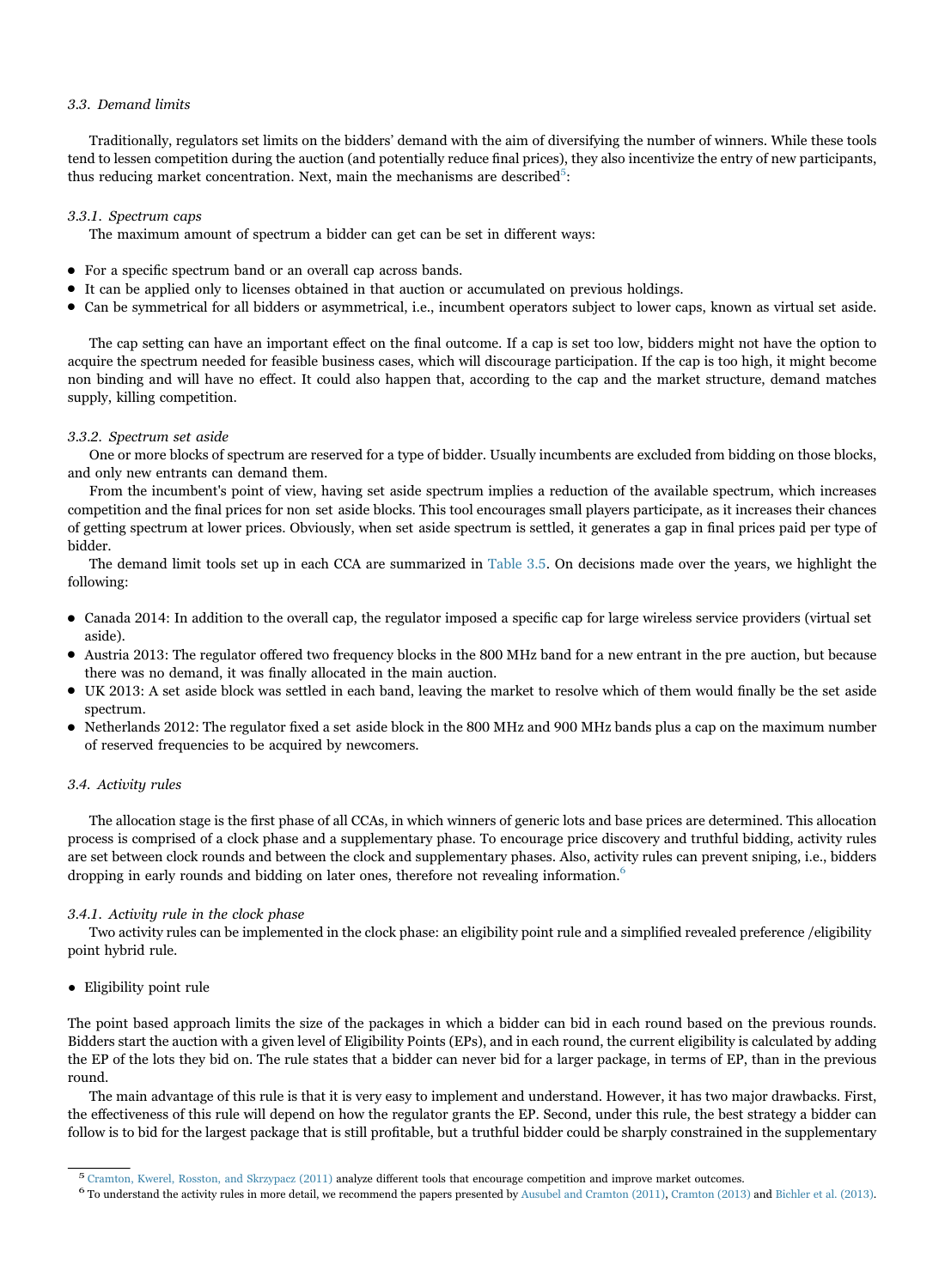### 3.3. Demand limits

Traditionally, regulators set limits on the bidders' demand with the aim of diversifying the number of winners. While these tools tend to lessen competition during the auction (and potentially reduce final prices), they also incentivize the entry of new participants, thus reducing market concentration. Next, main the mechanisms are described[5]:

#### 3.3.1. Spectrum caps

The maximum amount of spectrum a bidder can get can be set in different ways:

- For a specific spectrum band or an overall cap across bands.
- It can be applied only to licenses obtained in that auction or accumulated on previous holdings.
- Can be symmetrical for all bidders or asymmetrical, i.e., incumbent operators subject to lower caps, known as virtual set aside.

The cap setting can have an important effect on the final outcome. If a cap is set too low, bidders might not have the option to acquire the spectrum needed for feasible business cases, which will discourage participation. If the cap is too high, it might become non binding and will have no effect. It could also happen that, according to the cap and the market structure, demand matches supply, killing competition.

#### 3.3.2. Spectrum set aside

One or more blocks of spectrum are reserved for a type of bidder. Usually incumbents are excluded from bidding on those blocks, and only new entrants can demand them.

From the incumbent's point of view, having set aside spectrum implies a reduction of the available spectrum, which increases competition and the final prices for non set aside blocks. This tool encourages small players participate, as it increases their chances of getting spectrum at lower prices. Obviously, when set aside spectrum is settled, it generates a gap in final prices paid per type of bidder.

The demand limit tools set up in each CCA are summarized in Table 3.5. On decisions made over the years, we highlight the following:

- Canada 2014: In addition to the overall cap, the regulator imposed a specific cap for large wireless service providers (virtual set aside).
- Austria 2013: The regulator offered two frequency blocks in the 800 MHz band for a new entrant in the pre auction, but because there was no demand, it was finally allocated in the main auction.
- UK 2013: A set aside block was settled in each band, leaving the market to resolve which of them would finally be the set aside spectrum.
- Netherlands 2012: The regulator fixed a set aside block in the 800 MHz and 900 MHz bands plus a cap on the maximum number of reserved frequencies to be acquired by newcomers.

### 3.4. Activity rules

The allocation stage is the first phase of all CCAs, in which winners of generic lots and base prices are determined. This allocation process is comprised of a clock phase and a supplementary phase. To encourage price discovery and truthful bidding, activity rules are set between clock rounds and between the clock and supplementary phases. Also, activity rules can prevent sniping, i.e., bidders dropping in early rounds and bidding on later ones, therefore not revealing information.[6]

#### 3.4.1. Activity rule in the clock phase

Two activity rules can be implemented in the clock phase: an eligibility point rule and a simplified revealed preference /eligibility point hybrid rule.

- Eligibility point rule

The point based approach limits the size of the packages in which a bidder can bid in each round based on the previous rounds. Bidders start the auction with a given level of Eligibility Points (EPs), and in each round, the current eligibility is calculated by adding the EP of the lots they bid on. The rule states that a bidder can never bid for a larger package, in terms of EP, than in the previous round.

The main advantage of this rule is that it is very easy to implement and understand. However, it has two major drawbacks. First, the effectiveness of this rule will depend on how the regulator grants the EP. Second, under this rule, the best strategy a bidder can follow is to bid for the largest package that is still profitable, but a truthful bidder could be sharply constrained in the supplementary

[5] Cramton, Kwerel, Rosston, and Skrzypacz (2011) analyze different tools that encourage competition and improve market outcomes.

[6] To understand the activity rules in more detail, we recommend the papers presented by Ausubel and Cramton (2011), Cramton (2013) and Bichler et al. (2013).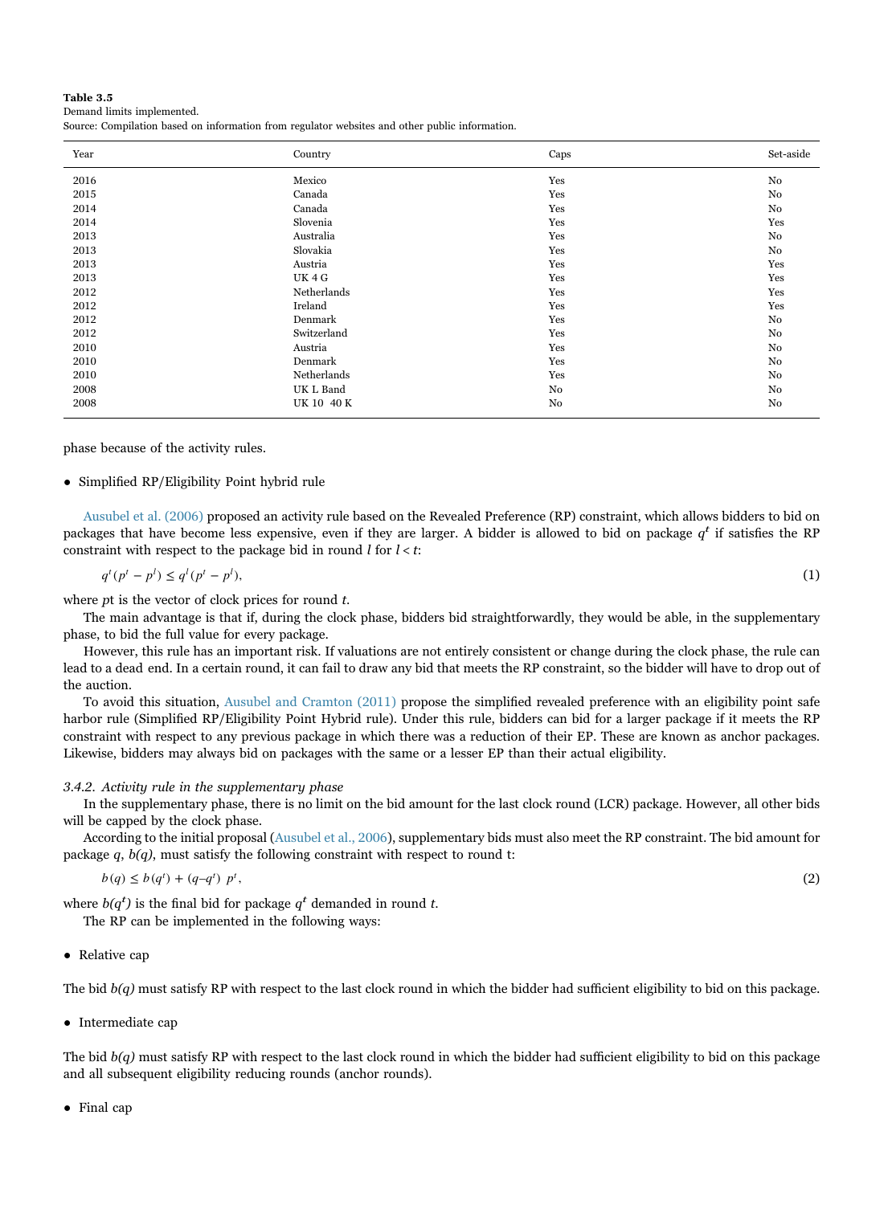**Table 3.5**
Demand limits implemented.
Source: Compilation based on information from regulator websites and other public information.

| Year | Country | Caps | Set-aside |
|---|---|---|---|
| 2016 | Mexico | Yes | No |
| 2015 | Canada | Yes | No |
| 2014 | Canada | Yes | No |
| 2014 | Slovenia | Yes | Yes |
| 2013 | Australia | Yes | No |
| 2013 | Slovakia | Yes | No |
| 2013 | Austria | Yes | Yes |
| 2013 | UK 4 G | Yes | Yes |
| 2012 | Netherlands | Yes | Yes |
| 2012 | Ireland | Yes | Yes |
| 2012 | Denmark | Yes | No |
| 2012 | Switzerland | Yes | No |
| 2010 | Austria | Yes | No |
| 2010 | Denmark | Yes | No |
| 2010 | Netherlands | Yes | No |
| 2008 | UK L Band | No | No |
| 2008 | UK 10 40 K | No | No |

phase because of the activity rules.

- Simplified RP/Eligibility Point hybrid rule

Ausubel et al. (2006) proposed an activity rule based on the Revealed Preference (RP) constraint, which allows bidders to bid on packages that have become less expensive, even if they are larger. A bidder is allowed to bid on package $q^t$ if satisfies the RP constraint with respect to the package bid in round $l$ for $l < t$:

$$q^t(p^t - p^l) \leq q^l(p^t - p^l), \tag{1}$$

where $pt$ is the vector of clock prices for round $t$.

The main advantage is that if, during the clock phase, bidders bid straightforwardly, they would be able, in the supplementary phase, to bid the full value for every package.

However, this rule has an important risk. If valuations are not entirely consistent or change during the clock phase, the rule can lead to a dead end. In a certain round, it can fail to draw any bid that meets the RP constraint, so the bidder will have to drop out of the auction.

To avoid this situation, Ausubel and Cramton (2011) propose the simplified revealed preference with an eligibility point safe harbor rule (Simplified RP/Eligibility Point Hybrid rule). Under this rule, bidders can bid for a larger package if it meets the RP constraint with respect to any previous package in which there was a reduction of their EP. These are known as anchor packages. Likewise, bidders may always bid on packages with the same or a lesser EP than their actual eligibility.

*3.4.2. Activity rule in the supplementary phase*

In the supplementary phase, there is no limit on the bid amount for the last clock round (LCR) package. However, all other bids will be capped by the clock phase.

According to the initial proposal (Ausubel et al., 2006), supplementary bids must also meet the RP constraint. The bid amount for package $q$, $b(q)$, must satisfy the following constraint with respect to round t:

$$b(q) \leq b(q^t) + (q - q^t)\ p^t, \tag{2}$$

where $b(q^t)$ is the final bid for package $q^t$ demanded in round $t$.

The RP can be implemented in the following ways:

- Relative cap

The bid $b(q)$ must satisfy RP with respect to the last clock round in which the bidder had sufficient eligibility to bid on this package.

- Intermediate cap

The bid $b(q)$ must satisfy RP with respect to the last clock round in which the bidder had sufficient eligibility to bid on this package and all subsequent eligibility reducing rounds (anchor rounds).

- Final cap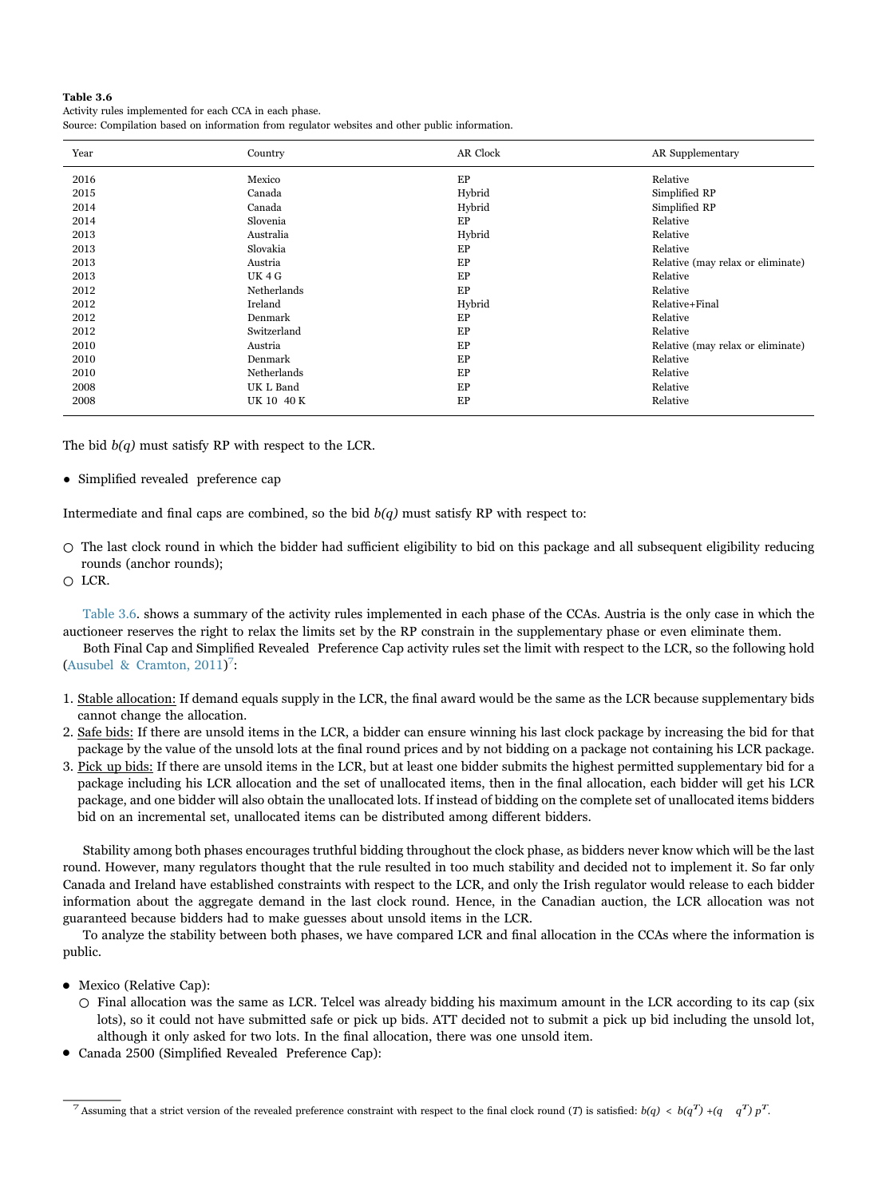**Table 3.6**
Activity rules implemented for each CCA in each phase.
Source: Compilation based on information from regulator websites and other public information.

| Year | Country | AR Clock | AR Supplementary |
|---|---|---|---|
| 2016 | Mexico | EP | Relative |
| 2015 | Canada | Hybrid | Simplified RP |
| 2014 | Canada | Hybrid | Simplified RP |
| 2014 | Slovenia | EP | Relative |
| 2013 | Australia | Hybrid | Relative |
| 2013 | Slovakia | EP | Relative |
| 2013 | Austria | EP | Relative (may relax or eliminate) |
| 2013 | UK 4 G | EP | Relative |
| 2012 | Netherlands | EP | Relative |
| 2012 | Ireland | Hybrid | Relative+Final |
| 2012 | Denmark | EP | Relative |
| 2012 | Switzerland | EP | Relative |
| 2010 | Austria | EP | Relative (may relax or eliminate) |
| 2010 | Denmark | EP | Relative |
| 2010 | Netherlands | EP | Relative |
| 2008 | UK L Band | EP | Relative |
| 2008 | UK 10 40 K | EP | Relative |

The bid $b(q)$ must satisfy RP with respect to the LCR.

- Simplified revealed preference cap

Intermediate and final caps are combined, so the bid $b(q)$ must satisfy RP with respect to:

- The last clock round in which the bidder had sufficient eligibility to bid on this package and all subsequent eligibility reducing rounds (anchor rounds);
- LCR.

Table 3.6. shows a summary of the activity rules implemented in each phase of the CCAs. Austria is the only case in which the auctioneer reserves the right to relax the limits set by the RP constrain in the supplementary phase or even eliminate them.

Both Final Cap and Simplified Revealed Preference Cap activity rules set the limit with respect to the LCR, so the following hold (Ausubel & Cramton, 2011)[7]:

1. Stable allocation: If demand equals supply in the LCR, the final award would be the same as the LCR because supplementary bids cannot change the allocation.
2. Safe bids: If there are unsold items in the LCR, a bidder can ensure winning his last clock package by increasing the bid for that package by the value of the unsold lots at the final round prices and by not bidding on a package not containing his LCR package.
3. Pick up bids: If there are unsold items in the LCR, but at least one bidder submits the highest permitted supplementary bid for a package including his LCR allocation and the set of unallocated items, then in the final allocation, each bidder will get his LCR package, and one bidder will also obtain the unallocated lots. If instead of bidding on the complete set of unallocated items bidders bid on an incremental set, unallocated items can be distributed among different bidders.

Stability among both phases encourages truthful bidding throughout the clock phase, as bidders never know which will be the last round. However, many regulators thought that the rule resulted in too much stability and decided not to implement it. So far only Canada and Ireland have established constraints with respect to the LCR, and only the Irish regulator would release to each bidder information about the aggregate demand in the last clock round. Hence, in the Canadian auction, the LCR allocation was not guaranteed because bidders had to make guesses about unsold items in the LCR.

To analyze the stability between both phases, we have compared LCR and final allocation in the CCAs where the information is public.

- Mexico (Relative Cap):
  - Final allocation was the same as LCR. Telcel was already bidding his maximum amount in the LCR according to its cap (six lots), so it could not have submitted safe or pick up bids. ATT decided not to submit a pick up bid including the unsold lot, although it only asked for two lots. In the final allocation, there was one unsold item.
- Canada 2500 (Simplified Revealed Preference Cap):

[7] Assuming that a strict version of the revealed preference constraint with respect to the final clock round ($T$) is satisfied: $b(q) < b(q^T) + (q - q^T) p^T$.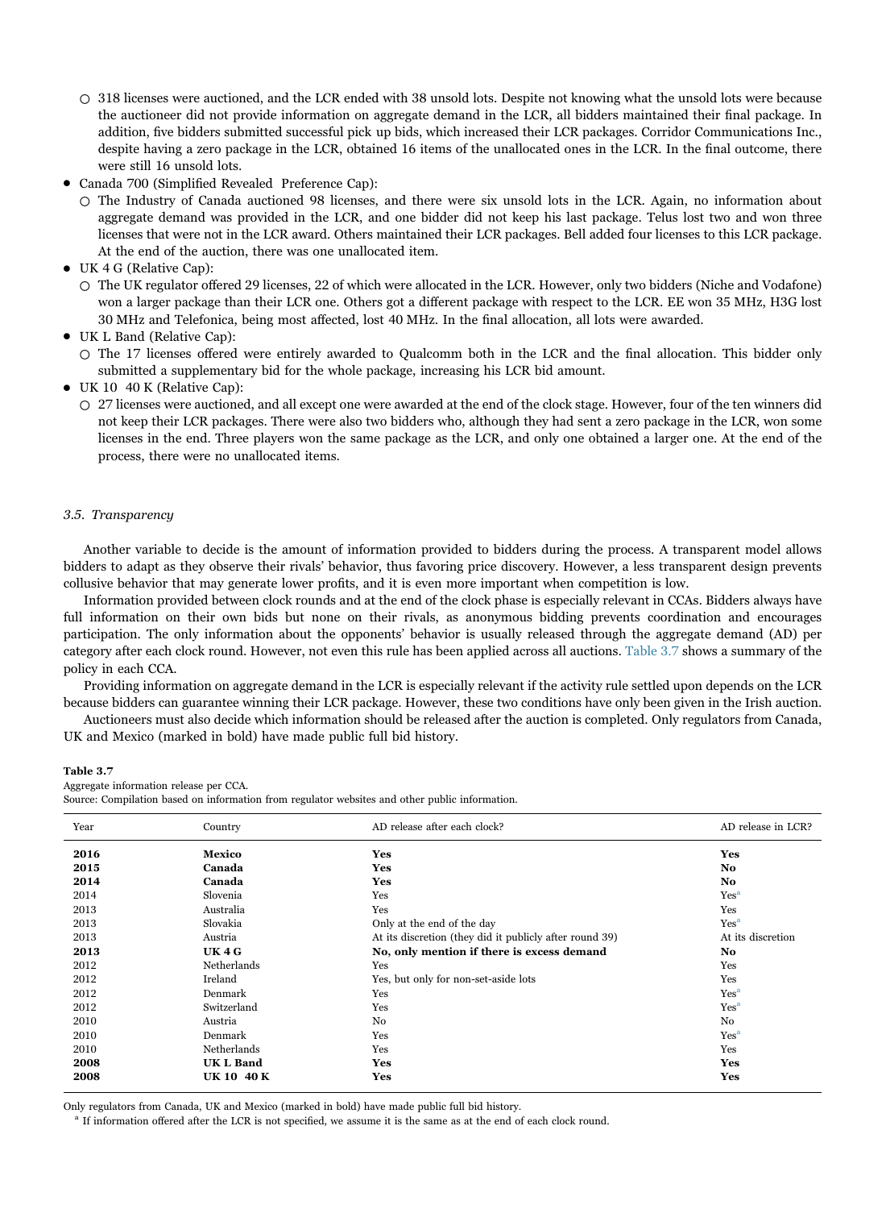- 318 licenses were auctioned, and the LCR ended with 38 unsold lots. Despite not knowing what the unsold lots were because the auctioneer did not provide information on aggregate demand in the LCR, all bidders maintained their final package. In addition, five bidders submitted successful pick up bids, which increased their LCR packages. Corridor Communications Inc., despite having a zero package in the LCR, obtained 16 items of the unallocated ones in the LCR. In the final outcome, there were still 16 unsold lots.

- Canada 700 (Simplified Revealed Preference Cap):
  - The Industry of Canada auctioned 98 licenses, and there were six unsold lots in the LCR. Again, no information about aggregate demand was provided in the LCR, and one bidder did not keep his last package. Telus lost two and won three licenses that were not in the LCR award. Others maintained their LCR packages. Bell added four licenses to this LCR package. At the end of the auction, there was one unallocated item.
- UK 4 G (Relative Cap):
  - The UK regulator offered 29 licenses, 22 of which were allocated in the LCR. However, only two bidders (Niche and Vodafone) won a larger package than their LCR one. Others got a different package with respect to the LCR. EE won 35 MHz, H3G lost 30 MHz and Telefonica, being most affected, lost 40 MHz. In the final allocation, all lots were awarded.
- UK L Band (Relative Cap):
  - The 17 licenses offered were entirely awarded to Qualcomm both in the LCR and the final allocation. This bidder only submitted a supplementary bid for the whole package, increasing his LCR bid amount.
- UK 10 40 K (Relative Cap):
  - 27 licenses were auctioned, and all except one were awarded at the end of the clock stage. However, four of the ten winners did not keep their LCR packages. There were also two bidders who, although they had sent a zero package in the LCR, won some licenses in the end. Three players won the same package as the LCR, and only one obtained a larger one. At the end of the process, there were no unallocated items.

### 3.5. Transparency

Another variable to decide is the amount of information provided to bidders during the process. A transparent model allows bidders to adapt as they observe their rivals' behavior, thus favoring price discovery. However, a less transparent design prevents collusive behavior that may generate lower profits, and it is even more important when competition is low.

Information provided between clock rounds and at the end of the clock phase is especially relevant in CCAs. Bidders always have full information on their own bids but none on their rivals, as anonymous bidding prevents coordination and encourages participation. The only information about the opponents' behavior is usually released through the aggregate demand (AD) per category after each clock round. However, not even this rule has been applied across all auctions. Table 3.7 shows a summary of the policy in each CCA.

Providing information on aggregate demand in the LCR is especially relevant if the activity rule settled upon depends on the LCR because bidders can guarantee winning their LCR package. However, these two conditions have only been given in the Irish auction.

Auctioneers must also decide which information should be released after the auction is completed. Only regulators from Canada, UK and Mexico (marked in bold) have made public full bid history.

**Table 3.7**
Aggregate information release per CCA.
Source: Compilation based on information from regulator websites and other public information.

| Year | Country | AD release after each clock? | AD release in LCR? |
|---|---|---|---|
| **2016** | **Mexico** | **Yes** | **Yes** |
| **2015** | **Canada** | **Yes** | **No** |
| **2014** | **Canada** | **Yes** | **No** |
| 2014 | Slovenia | Yes | Yes[a] |
| 2013 | Australia | Yes | Yes |
| 2013 | Slovakia | Only at the end of the day | Yes[a] |
| 2013 | Austria | At its discretion (they did it publicly after round 39) | At its discretion |
| **2013** | **UK 4 G** | **No, only mention if there is excess demand** | **No** |
| 2012 | Netherlands | Yes | Yes |
| 2012 | Ireland | Yes, but only for non-set-aside lots | Yes |
| 2012 | Denmark | Yes | Yes[a] |
| 2012 | Switzerland | Yes | Yes[a] |
| 2010 | Austria | No | No |
| 2010 | Denmark | Yes | Yes[a] |
| 2010 | Netherlands | Yes | Yes |
| **2008** | **UK L Band** | **Yes** | **Yes** |
| **2008** | **UK 10 40 K** | **Yes** | **Yes** |

Only regulators from Canada, UK and Mexico (marked in bold) have made public full bid history.

[a] If information offered after the LCR is not specified, we assume it is the same as at the end of each clock round.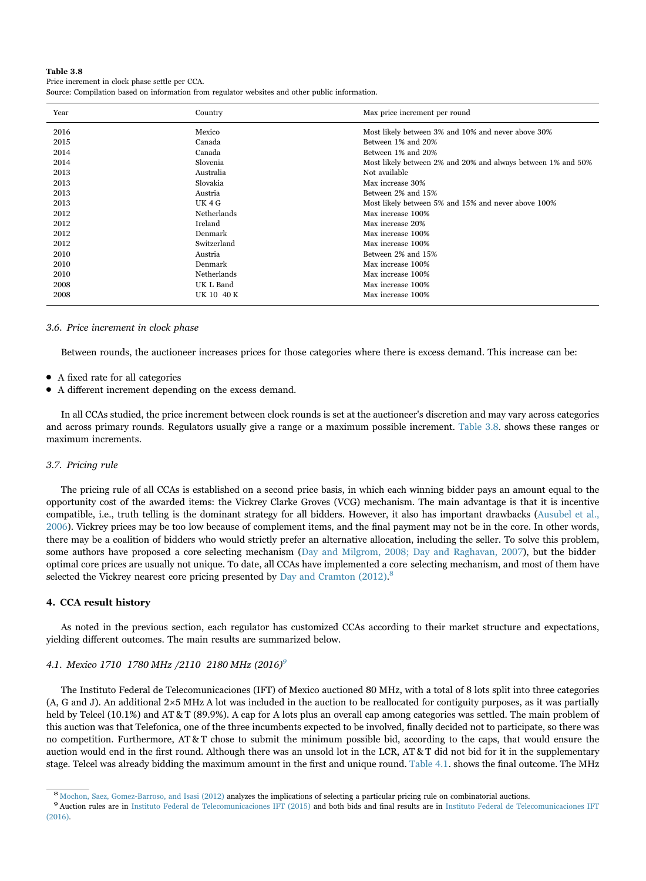**Table 3.8**
Price increment in clock phase settle per CCA.
Source: Compilation based on information from regulator websites and other public information.

| Year | Country | Max price increment per round |
|---|---|---|
| 2016 | Mexico | Most likely between 3% and 10% and never above 30% |
| 2015 | Canada | Between 1% and 20% |
| 2014 | Canada | Between 1% and 20% |
| 2014 | Slovenia | Most likely between 2% and 20% and always between 1% and 50% |
| 2013 | Australia | Not available |
| 2013 | Slovakia | Max increase 30% |
| 2013 | Austria | Between 2% and 15% |
| 2013 | UK 4 G | Most likely between 5% and 15% and never above 100% |
| 2012 | Netherlands | Max increase 100% |
| 2012 | Ireland | Max increase 20% |
| 2012 | Denmark | Max increase 100% |
| 2012 | Switzerland | Max increase 100% |
| 2010 | Austria | Between 2% and 15% |
| 2010 | Denmark | Max increase 100% |
| 2010 | Netherlands | Max increase 100% |
| 2008 | UK L Band | Max increase 100% |
| 2008 | UK 10 40 K | Max increase 100% |

### *3.6. Price increment in clock phase*

Between rounds, the auctioneer increases prices for those categories where there is excess demand. This increase can be:

- A fixed rate for all categories
- A different increment depending on the excess demand.

In all CCAs studied, the price increment between clock rounds is set at the auctioneer's discretion and may vary across categories and across primary rounds. Regulators usually give a range or a maximum possible increment. Table 3.8. shows these ranges or maximum increments.

### *3.7. Pricing rule*

The pricing rule of all CCAs is established on a second price basis, in which each winning bidder pays an amount equal to the opportunity cost of the awarded items: the Vickrey Clarke Groves (VCG) mechanism. The main advantage is that it is incentive compatible, i.e., truth telling is the dominant strategy for all bidders. However, it also has important drawbacks (Ausubel et al., 2006). Vickrey prices may be too low because of complement items, and the final payment may not be in the core. In other words, there may be a coalition of bidders who would strictly prefer an alternative allocation, including the seller. To solve this problem, some authors have proposed a core selecting mechanism (Day and Milgrom, 2008; Day and Raghavan, 2007), but the bidder optimal core prices are usually not unique. To date, all CCAs have implemented a core selecting mechanism, and most of them have selected the Vickrey nearest core pricing presented by Day and Cramton (2012).[8]

## 4. CCA result history

As noted in the previous section, each regulator has customized CCAs according to their market structure and expectations, yielding different outcomes. The main results are summarized below.

### *4.1. Mexico 1710 1780 MHz /2110 2180 MHz (2016)*[9]

The Instituto Federal de Telecomunicaciones (IFT) of Mexico auctioned 80 MHz, with a total of 8 lots split into three categories (A, G and J). An additional 2×5 MHz A lot was included in the auction to be reallocated for contiguity purposes, as it was partially held by Telcel (10.1%) and AT & T (89.9%). A cap for A lots plus an overall cap among categories was settled. The main problem of this auction was that Telefonica, one of the three incumbents expected to be involved, finally decided not to participate, so there was no competition. Furthermore, AT & T chose to submit the minimum possible bid, according to the caps, that would ensure the auction would end in the first round. Although there was an unsold lot in the LCR, AT & T did not bid for it in the supplementary stage. Telcel was already bidding the maximum amount in the first and unique round. Table 4.1. shows the final outcome. The MHz

[8] Mochon, Saez, Gomez-Barroso, and Isasi (2012) analyzes the implications of selecting a particular pricing rule on combinatorial auctions.

[9] Auction rules are in Instituto Federal de Telecomunicaciones IFT (2015) and both bids and final results are in Instituto Federal de Telecomunicaciones IFT (2016).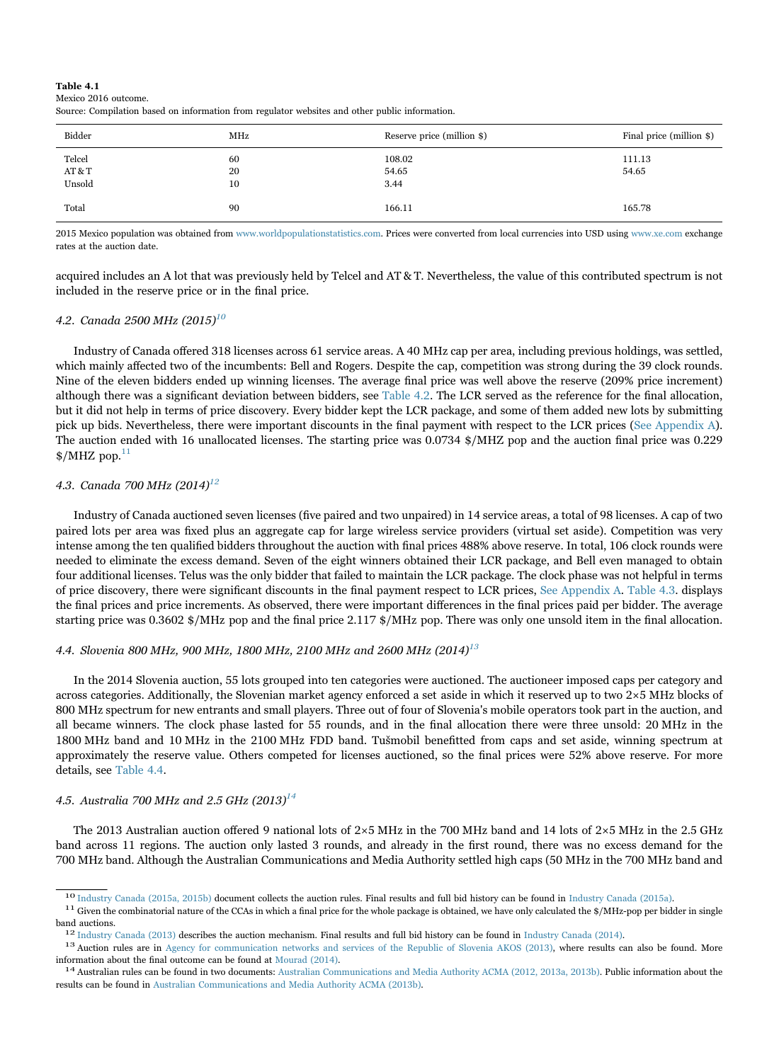**Table 4.1**
Mexico 2016 outcome.
Source: Compilation based on information from regulator websites and other public information.

| Bidder | MHz | Reserve price (million $) | Final price (million $) |
|---|---|---|---|
| Telcel | 60 | 108.02 | 111.13 |
| AT & T | 20 | 54.65 | 54.65 |
| Unsold | 10 | 3.44 | |
| Total | 90 | 166.11 | 165.78 |

2015 Mexico population was obtained from www.worldpopulationstatistics.com. Prices were converted from local currencies into USD using www.xe.com exchange rates at the auction date.

acquired includes an A lot that was previously held by Telcel and AT & T. Nevertheless, the value of this contributed spectrum is not included in the reserve price or in the final price.

### 4.2. Canada 2500 MHz (2015)[10]

Industry of Canada offered 318 licenses across 61 service areas. A 40 MHz cap per area, including previous holdings, was settled, which mainly affected two of the incumbents: Bell and Rogers. Despite the cap, competition was strong during the 39 clock rounds. Nine of the eleven bidders ended up winning licenses. The average final price was well above the reserve (209% price increment) although there was a significant deviation between bidders, see Table 4.2. The LCR served as the reference for the final allocation, but it did not help in terms of price discovery. Every bidder kept the LCR package, and some of them added new lots by submitting pick up bids. Nevertheless, there were important discounts in the final payment with respect to the LCR prices (See Appendix A). The auction ended with 16 unallocated licenses. The starting price was 0.0734 $/MHZ pop and the auction final price was 0.229 $/MHZ pop.[11]

### 4.3. Canada 700 MHz (2014)[12]

Industry of Canada auctioned seven licenses (five paired and two unpaired) in 14 service areas, a total of 98 licenses. A cap of two paired lots per area was fixed plus an aggregate cap for large wireless service providers (virtual set aside). Competition was very intense among the ten qualified bidders throughout the auction with final prices 488% above reserve. In total, 106 clock rounds were needed to eliminate the excess demand. Seven of the eight winners obtained their LCR package, and Bell even managed to obtain four additional licenses. Telus was the only bidder that failed to maintain the LCR package. The clock phase was not helpful in terms of price discovery, there were significant discounts in the final payment respect to LCR prices, See Appendix A. Table 4.3. displays the final prices and price increments. As observed, there were important differences in the final prices paid per bidder. The average starting price was 0.3602 $/MHz pop and the final price 2.117 $/MHz pop. There was only one unsold item in the final allocation.

### 4.4. Slovenia 800 MHz, 900 MHz, 1800 MHz, 2100 MHz and 2600 MHz (2014)[13]

In the 2014 Slovenia auction, 55 lots grouped into ten categories were auctioned. The auctioneer imposed caps per category and across categories. Additionally, the Slovenian market agency enforced a set aside in which it reserved up to two 2×5 MHz blocks of 800 MHz spectrum for new entrants and small players. Three out of four of Slovenia's mobile operators took part in the auction, and all became winners. The clock phase lasted for 55 rounds, and in the final allocation there were three unsold: 20 MHz in the 1800 MHz band and 10 MHz in the 2100 MHz FDD band. Tušmobil benefitted from caps and set aside, winning spectrum at approximately the reserve value. Others competed for licenses auctioned, so the final prices were 52% above reserve. For more details, see Table 4.4.

### 4.5. Australia 700 MHz and 2.5 GHz (2013)[14]

The 2013 Australian auction offered 9 national lots of 2×5 MHz in the 700 MHz band and 14 lots of 2×5 MHz in the 2.5 GHz band across 11 regions. The auction only lasted 3 rounds, and already in the first round, there was no excess demand for the 700 MHz band. Although the Australian Communications and Media Authority settled high caps (50 MHz in the 700 MHz band and

---

[10] Industry Canada (2015a, 2015b) document collects the auction rules. Final results and full bid history can be found in Industry Canada (2015a).

[11] Given the combinatorial nature of the CCAs in which a final price for the whole package is obtained, we have only calculated the $/MHz-pop per bidder in single band auctions.

[12] Industry Canada (2013) describes the auction mechanism. Final results and full bid history can be found in Industry Canada (2014).

[13] Auction rules are in Agency for communication networks and services of the Republic of Slovenia AKOS (2013), where results can also be found. More information about the final outcome can be found at Mourad (2014).

[14] Australian rules can be found in two documents: Australian Communications and Media Authority ACMA (2012, 2013a, 2013b). Public information about the results can be found in Australian Communications and Media Authority ACMA (2013b).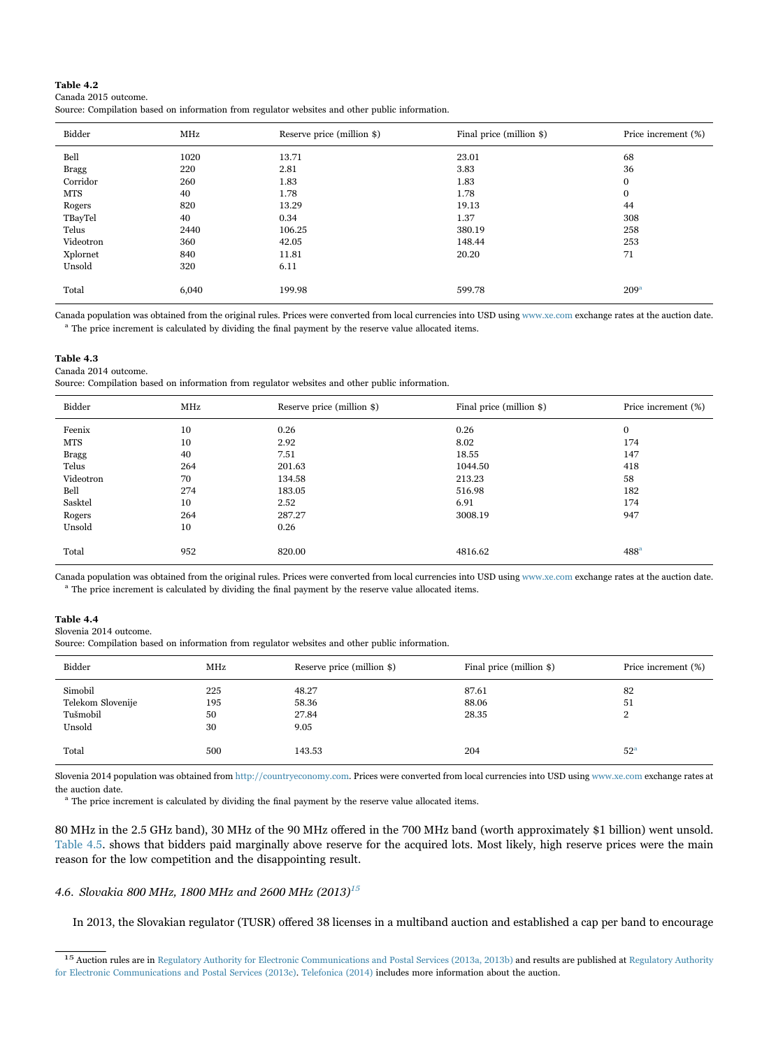**Table 4.2**
Canada 2015 outcome.
Source: Compilation based on information from regulator websites and other public information.

| Bidder | MHz | Reserve price (million $) | Final price (million $) | Price increment (%) |
|---|---|---|---|---|
| Bell | 1020 | 13.71 | 23.01 | 68 |
| Bragg | 220 | 2.81 | 3.83 | 36 |
| Corridor | 260 | 1.83 | 1.83 | 0 |
| MTS | 40 | 1.78 | 1.78 | 0 |
| Rogers | 820 | 13.29 | 19.13 | 44 |
| TBayTel | 40 | 0.34 | 1.37 | 308 |
| Telus | 2440 | 106.25 | 380.19 | 258 |
| Videotron | 360 | 42.05 | 148.44 | 253 |
| Xplornet | 840 | 11.81 | 20.20 | 71 |
| Unsold | 320 | 6.11 | | |
| Total | 6,040 | 199.98 | 599.78 | 209[a] |

Canada population was obtained from the original rules. Prices were converted from local currencies into USD using www.xe.com exchange rates at the auction date.
[a] The price increment is calculated by dividing the final payment by the reserve value allocated items.

**Table 4.3**
Canada 2014 outcome.
Source: Compilation based on information from regulator websites and other public information.

| Bidder | MHz | Reserve price (million $) | Final price (million $) | Price increment (%) |
|---|---|---|---|---|
| Feenix | 10 | 0.26 | 0.26 | 0 |
| MTS | 10 | 2.92 | 8.02 | 174 |
| Bragg | 40 | 7.51 | 18.55 | 147 |
| Telus | 264 | 201.63 | 1044.50 | 418 |
| Videotron | 70 | 134.58 | 213.23 | 58 |
| Bell | 274 | 183.05 | 516.98 | 182 |
| Sasktel | 10 | 2.52 | 6.91 | 174 |
| Rogers | 264 | 287.27 | 3008.19 | 947 |
| Unsold | 10 | 0.26 | | |
| Total | 952 | 820.00 | 4816.62 | 488[a] |

Canada population was obtained from the original rules. Prices were converted from local currencies into USD using www.xe.com exchange rates at the auction date.
[a] The price increment is calculated by dividing the final payment by the reserve value allocated items.

**Table 4.4**
Slovenia 2014 outcome.
Source: Compilation based on information from regulator websites and other public information.

| Bidder | MHz | Reserve price (million $) | Final price (million $) | Price increment (%) |
|---|---|---|---|---|
| Simobil | 225 | 48.27 | 87.61 | 82 |
| Telekom Slovenije | 195 | 58.36 | 88.06 | 51 |
| Tušmobil | 50 | 27.84 | 28.35 | 2 |
| Unsold | 30 | 9.05 | | |
| Total | 500 | 143.53 | 204 | 52[a] |

Slovenia 2014 population was obtained from http://countryeconomy.com. Prices were converted from local currencies into USD using www.xe.com exchange rates at the auction date.
[a] The price increment is calculated by dividing the final payment by the reserve value allocated items.

80 MHz in the 2.5 GHz band), 30 MHz of the 90 MHz offered in the 700 MHz band (worth approximately $1 billion) went unsold. Table 4.5. shows that bidders paid marginally above reserve for the acquired lots. Most likely, high reserve prices were the main reason for the low competition and the disappointing result.

### *4.6. Slovakia 800 MHz, 1800 MHz and 2600 MHz (2013)*[15]

In 2013, the Slovakian regulator (TUSR) offered 38 licenses in a multiband auction and established a cap per band to encourage

[15] Auction rules are in Regulatory Authority for Electronic Communications and Postal Services (2013a, 2013b) and results are published at Regulatory Authority for Electronic Communications and Postal Services (2013c). Telefonica (2014) includes more information about the auction.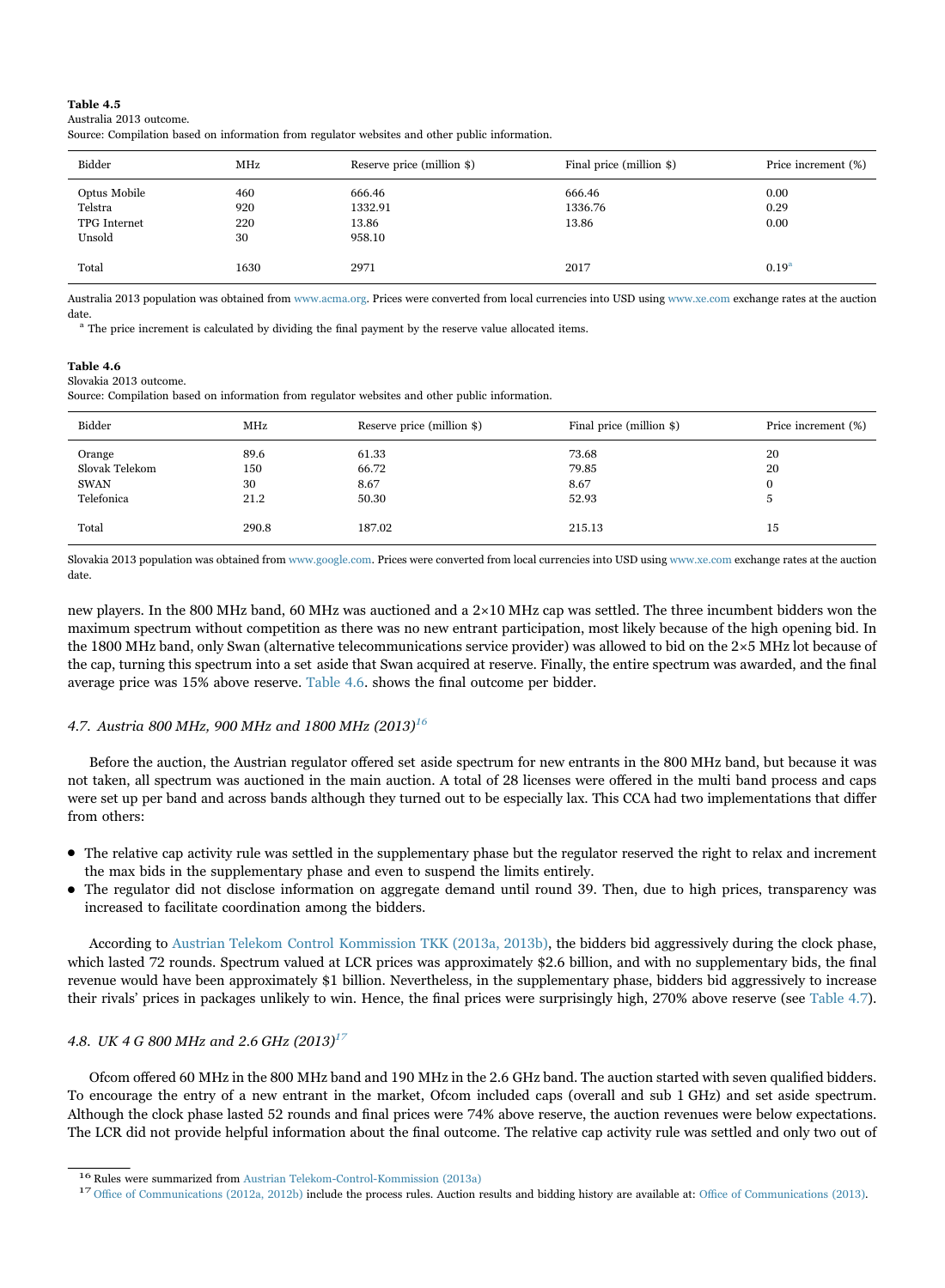**Table 4.5**
Australia 2013 outcome.
Source: Compilation based on information from regulator websites and other public information.

| Bidder | MHz | Reserve price (million $) | Final price (million $) | Price increment (%) |
|---|---|---|---|---|
| Optus Mobile | 460 | 666.46 | 666.46 | 0.00 |
| Telstra | 920 | 1332.91 | 1336.76 | 0.29 |
| TPG Internet | 220 | 13.86 | 13.86 | 0.00 |
| Unsold | 30 | 958.10 | | |
| Total | 1630 | 2971 | 2017 | 0.19[a] |

Australia 2013 population was obtained from www.acma.org. Prices were converted from local currencies into USD using www.xe.com exchange rates at the auction date.

[a] The price increment is calculated by dividing the final payment by the reserve value allocated items.

**Table 4.6**
Slovakia 2013 outcome.
Source: Compilation based on information from regulator websites and other public information.

| Bidder | MHz | Reserve price (million $) | Final price (million $) | Price increment (%) |
|---|---|---|---|---|
| Orange | 89.6 | 61.33 | 73.68 | 20 |
| Slovak Telekom | 150 | 66.72 | 79.85 | 20 |
| SWAN | 30 | 8.67 | 8.67 | 0 |
| Telefonica | 21.2 | 50.30 | 52.93 | 5 |
| Total | 290.8 | 187.02 | 215.13 | 15 |

Slovakia 2013 population was obtained from www.google.com. Prices were converted from local currencies into USD using www.xe.com exchange rates at the auction date.

new players. In the 800 MHz band, 60 MHz was auctioned and a 2×10 MHz cap was settled. The three incumbent bidders won the maximum spectrum without competition as there was no new entrant participation, most likely because of the high opening bid. In the 1800 MHz band, only Swan (alternative telecommunications service provider) was allowed to bid on the 2×5 MHz lot because of the cap, turning this spectrum into a set aside that Swan acquired at reserve. Finally, the entire spectrum was awarded, and the final average price was 15% above reserve. Table 4.6. shows the final outcome per bidder.

### *4.7. Austria 800 MHz, 900 MHz and 1800 MHz (2013)*[16]

Before the auction, the Austrian regulator offered set aside spectrum for new entrants in the 800 MHz band, but because it was not taken, all spectrum was auctioned in the main auction. A total of 28 licenses were offered in the multi band process and caps were set up per band and across bands although they turned out to be especially lax. This CCA had two implementations that differ from others:

- The relative cap activity rule was settled in the supplementary phase but the regulator reserved the right to relax and increment the max bids in the supplementary phase and even to suspend the limits entirely.
- The regulator did not disclose information on aggregate demand until round 39. Then, due to high prices, transparency was increased to facilitate coordination among the bidders.

According to Austrian Telekom Control Kommission TKK (2013a, 2013b), the bidders bid aggressively during the clock phase, which lasted 72 rounds. Spectrum valued at LCR prices was approximately $2.6 billion, and with no supplementary bids, the final revenue would have been approximately $1 billion. Nevertheless, in the supplementary phase, bidders bid aggressively to increase their rivals' prices in packages unlikely to win. Hence, the final prices were surprisingly high, 270% above reserve (see Table 4.7).

### *4.8. UK 4 G 800 MHz and 2.6 GHz (2013)*[17]

Ofcom offered 60 MHz in the 800 MHz band and 190 MHz in the 2.6 GHz band. The auction started with seven qualified bidders. To encourage the entry of a new entrant in the market, Ofcom included caps (overall and sub 1 GHz) and set aside spectrum. Although the clock phase lasted 52 rounds and final prices were 74% above reserve, the auction revenues were below expectations. The LCR did not provide helpful information about the final outcome. The relative cap activity rule was settled and only two out of

[16] Rules were summarized from Austrian Telekom-Control-Kommission (2013a)

[17] Office of Communications (2012a, 2012b) include the process rules. Auction results and bidding history are available at: Office of Communications (2013).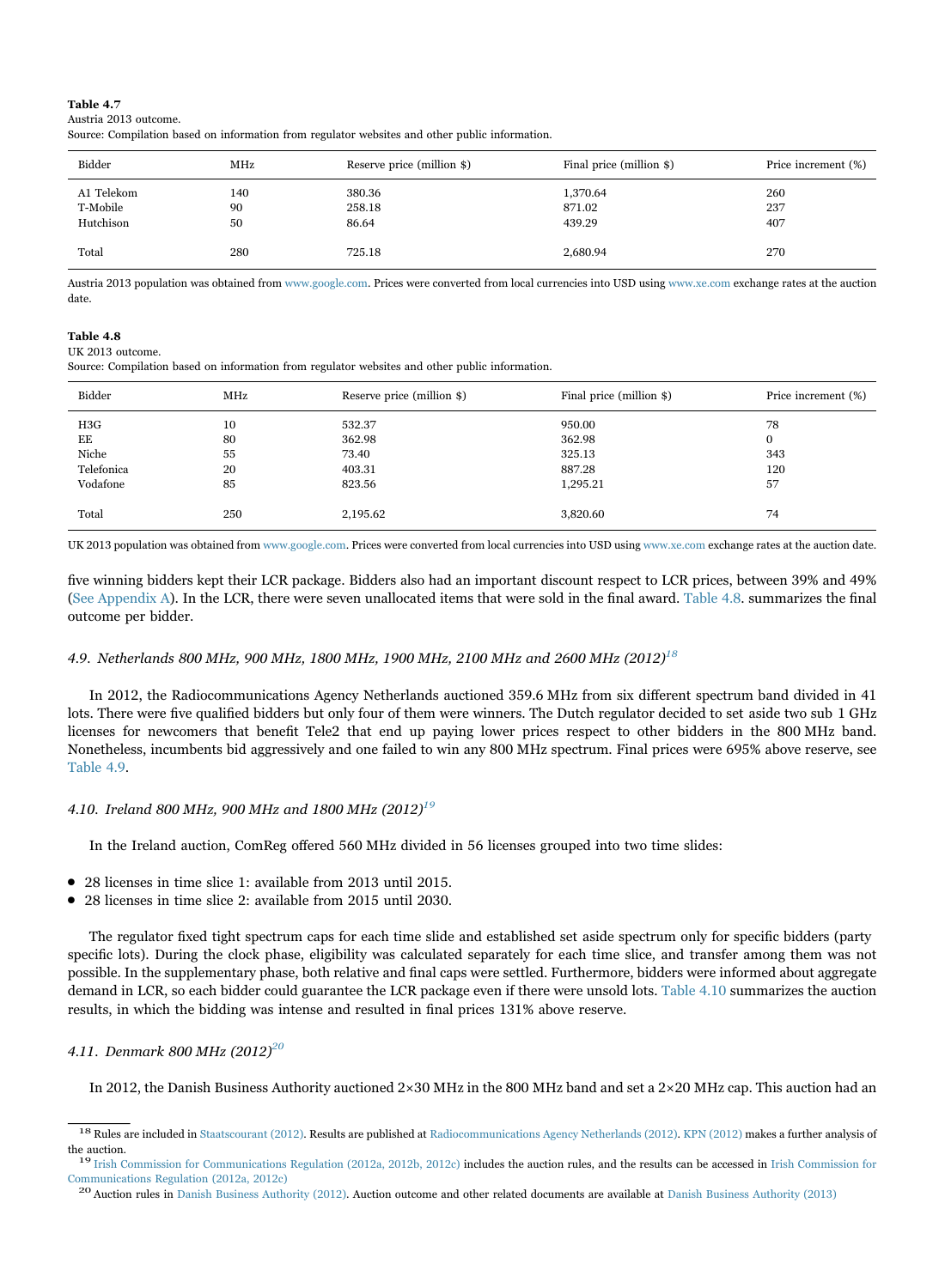**Table 4.7**
Austria 2013 outcome.
Source: Compilation based on information from regulator websites and other public information.

| Bidder | MHz | Reserve price (million $) | Final price (million $) | Price increment (%) |
|---|---|---|---|---|
| A1 Telekom | 140 | 380.36 | 1,370.64 | 260 |
| T-Mobile | 90 | 258.18 | 871.02 | 237 |
| Hutchison | 50 | 86.64 | 439.29 | 407 |
| Total | 280 | 725.18 | 2,680.94 | 270 |

Austria 2013 population was obtained from www.google.com. Prices were converted from local currencies into USD using www.xe.com exchange rates at the auction date.

**Table 4.8**
UK 2013 outcome.
Source: Compilation based on information from regulator websites and other public information.

| Bidder | MHz | Reserve price (million $) | Final price (million $) | Price increment (%) |
|---|---|---|---|---|
| H3G | 10 | 532.37 | 950.00 | 78 |
| EE | 80 | 362.98 | 362.98 | 0 |
| Niche | 55 | 73.40 | 325.13 | 343 |
| Telefonica | 20 | 403.31 | 887.28 | 120 |
| Vodafone | 85 | 823.56 | 1,295.21 | 57 |
| Total | 250 | 2,195.62 | 3,820.60 | 74 |

UK 2013 population was obtained from www.google.com. Prices were converted from local currencies into USD using www.xe.com exchange rates at the auction date.

five winning bidders kept their LCR package. Bidders also had an important discount respect to LCR prices, between 39% and 49% (See Appendix A). In the LCR, there were seven unallocated items that were sold in the final award. Table 4.8. summarizes the final outcome per bidder.

### *4.9. Netherlands 800 MHz, 900 MHz, 1800 MHz, 1900 MHz, 2100 MHz and 2600 MHz (2012)*[18]

In 2012, the Radiocommunications Agency Netherlands auctioned 359.6 MHz from six different spectrum band divided in 41 lots. There were five qualified bidders but only four of them were winners. The Dutch regulator decided to set aside two sub 1 GHz licenses for newcomers that benefit Tele2 that end up paying lower prices respect to other bidders in the 800 MHz band. Nonetheless, incumbents bid aggressively and one failed to win any 800 MHz spectrum. Final prices were 695% above reserve, see Table 4.9.

### *4.10. Ireland 800 MHz, 900 MHz and 1800 MHz (2012)*[19]

In the Ireland auction, ComReg offered 560 MHz divided in 56 licenses grouped into two time slides:

- 28 licenses in time slice 1: available from 2013 until 2015.
- 28 licenses in time slice 2: available from 2015 until 2030.

The regulator fixed tight spectrum caps for each time slide and established set aside spectrum only for specific bidders (party specific lots). During the clock phase, eligibility was calculated separately for each time slice, and transfer among them was not possible. In the supplementary phase, both relative and final caps were settled. Furthermore, bidders were informed about aggregate demand in LCR, so each bidder could guarantee the LCR package even if there were unsold lots. Table 4.10 summarizes the auction results, in which the bidding was intense and resulted in final prices 131% above reserve.

### *4.11. Denmark 800 MHz (2012)*[20]

In 2012, the Danish Business Authority auctioned 2×30 MHz in the 800 MHz band and set a 2×20 MHz cap. This auction had an

---

[18] Rules are included in Staatscourant (2012). Results are published at Radiocommunications Agency Netherlands (2012). KPN (2012) makes a further analysis of the auction.

[19] Irish Commission for Communications Regulation (2012a, 2012b, 2012c) includes the auction rules, and the results can be accessed in Irish Commission for Communications Regulation (2012a, 2012c)

[20] Auction rules in Danish Business Authority (2012). Auction outcome and other related documents are available at Danish Business Authority (2013)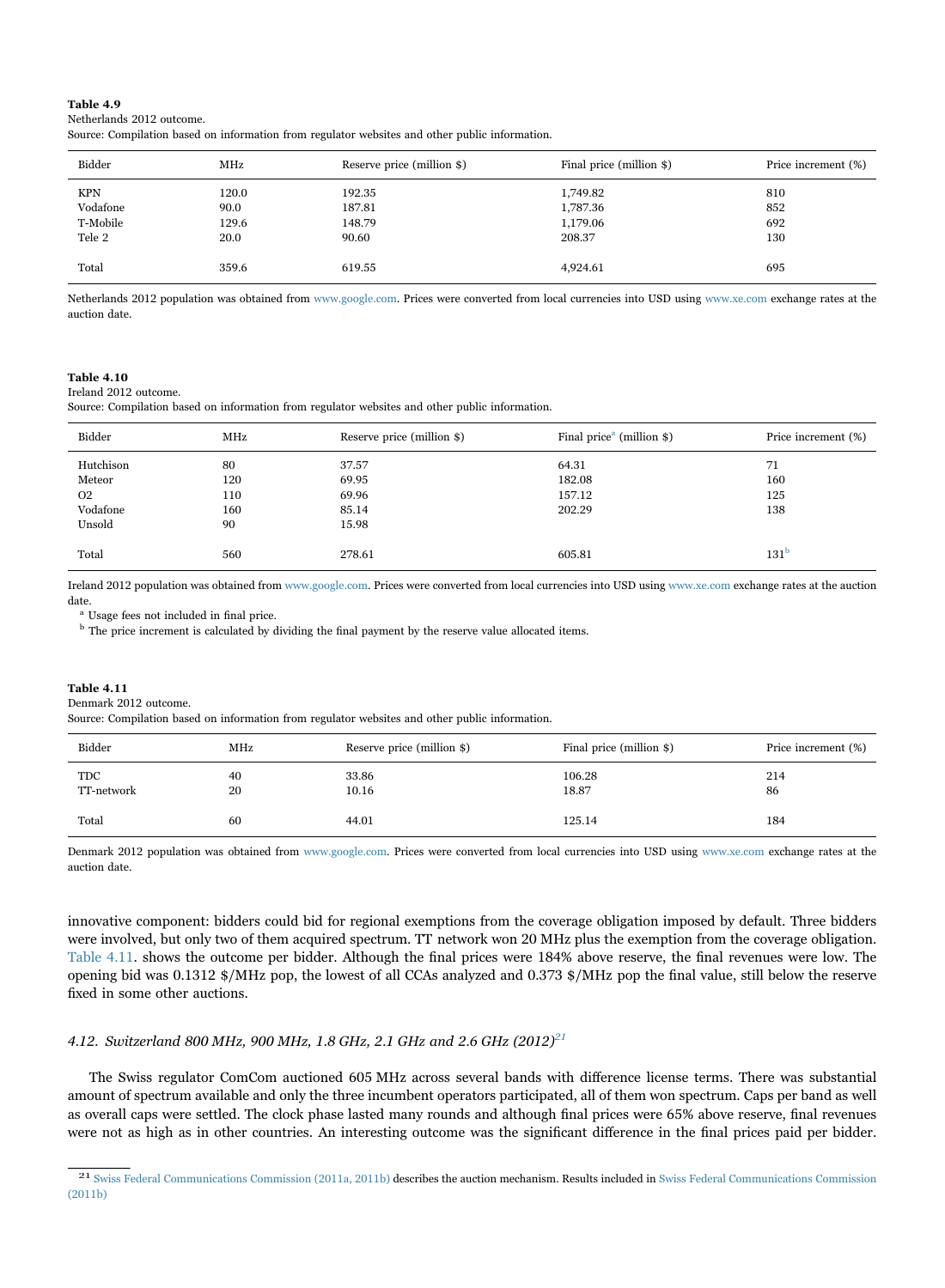**Table 4.9**
Netherlands 2012 outcome.
Source: Compilation based on information from regulator websites and other public information.

| Bidder | MHz | Reserve price (million $) | Final price (million $) | Price increment (%) |
|---|---|---|---|---|
| KPN | 120.0 | 192.35 | 1,749.82 | 810 |
| Vodafone | 90.0 | 187.81 | 1,787.36 | 852 |
| T-Mobile | 129.6 | 148.79 | 1,179.06 | 692 |
| Tele 2 | 20.0 | 90.60 | 208.37 | 130 |
| Total | 359.6 | 619.55 | 4,924.61 | 695 |

Netherlands 2012 population was obtained from www.google.com. Prices were converted from local currencies into USD using www.xe.com exchange rates at the auction date.

**Table 4.10**
Ireland 2012 outcome.
Source: Compilation based on information from regulator websites and other public information.

| Bidder | MHz | Reserve price (million $) | Final price[a] (million $) | Price increment (%) |
|---|---|---|---|---|
| Hutchison | 80 | 37.57 | 64.31 | 71 |
| Meteor | 120 | 69.95 | 182.08 | 160 |
| O2 | 110 | 69.96 | 157.12 | 125 |
| Vodafone | 160 | 85.14 | 202.29 | 138 |
| Unsold | 90 | 15.98 | | |
| Total | 560 | 278.61 | 605.81 | 131[b] |

Ireland 2012 population was obtained from www.google.com. Prices were converted from local currencies into USD using www.xe.com exchange rates at the auction date.

[a] Usage fees not included in final price.

[b] The price increment is calculated by dividing the final payment by the reserve value allocated items.

**Table 4.11**
Denmark 2012 outcome.
Source: Compilation based on information from regulator websites and other public information.

| Bidder | MHz | Reserve price (million $) | Final price (million $) | Price increment (%) |
|---|---|---|---|---|
| TDC | 40 | 33.86 | 106.28 | 214 |
| TT-network | 20 | 10.16 | 18.87 | 86 |
| Total | 60 | 44.01 | 125.14 | 184 |

Denmark 2012 population was obtained from www.google.com. Prices were converted from local currencies into USD using www.xe.com exchange rates at the auction date.

innovative component: bidders could bid for regional exemptions from the coverage obligation imposed by default. Three bidders were involved, but only two of them acquired spectrum. TT network won 20 MHz plus the exemption from the coverage obligation. Table 4.11. shows the outcome per bidder. Although the final prices were 184% above reserve, the final revenues were low. The opening bid was 0.1312 $/MHz pop, the lowest of all CCAs analyzed and 0.373 $/MHz pop the final value, still below the reserve fixed in some other auctions.

### *4.12. Switzerland 800 MHz, 900 MHz, 1.8 GHz, 2.1 GHz and 2.6 GHz (2012)*[21]

The Swiss regulator ComCom auctioned 605 MHz across several bands with difference license terms. There was substantial amount of spectrum available and only the three incumbent operators participated, all of them won spectrum. Caps per band as well as overall caps were settled. The clock phase lasted many rounds and although final prices were 65% above reserve, final revenues were not as high as in other countries. An interesting outcome was the significant difference in the final prices paid per bidder.

[21] Swiss Federal Communications Commission (2011a, 2011b) describes the auction mechanism. Results included in Swiss Federal Communications Commission (2011b)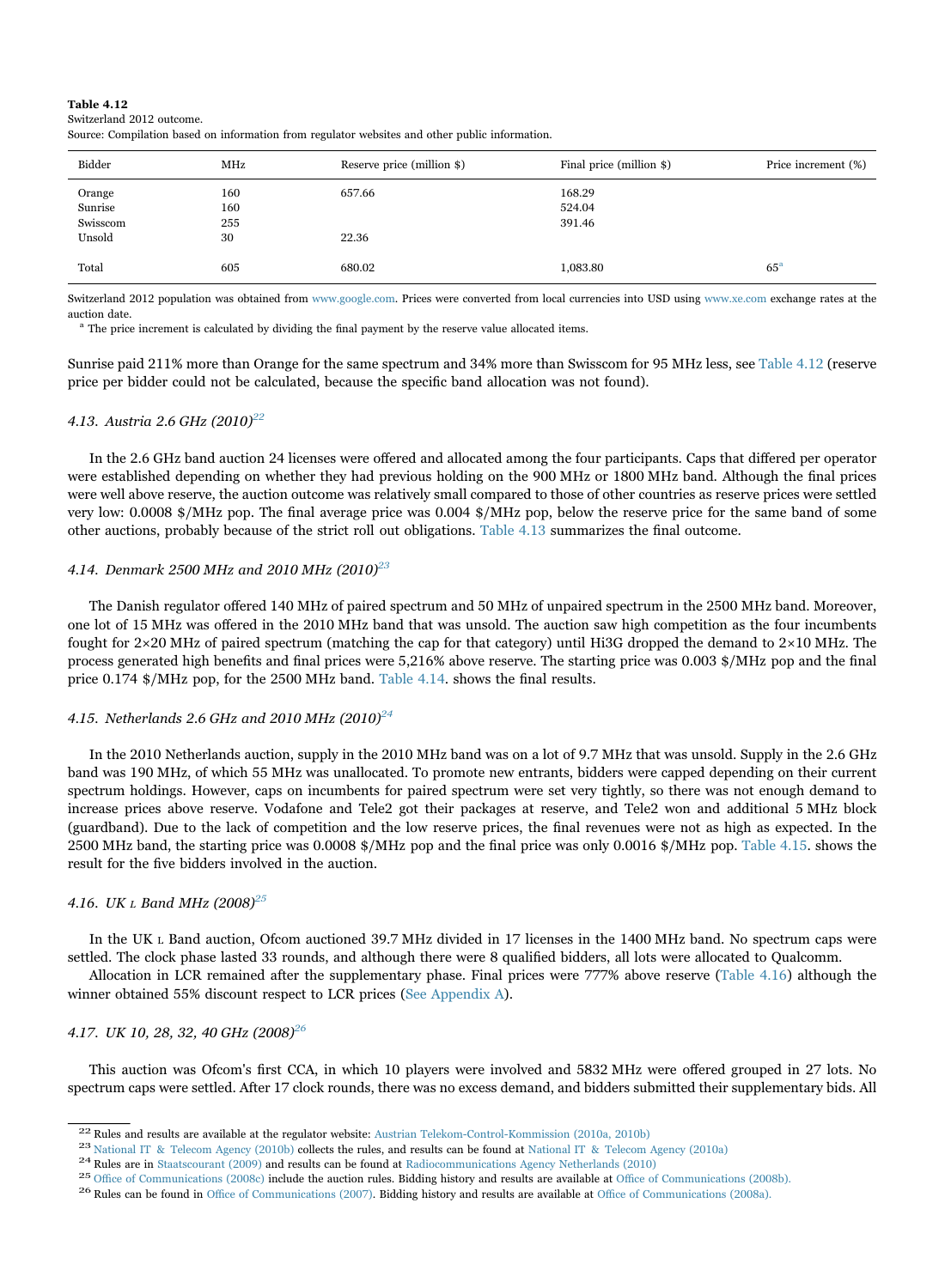**Table 4.12**
Switzerland 2012 outcome.
Source: Compilation based on information from regulator websites and other public information.

| Bidder | MHz | Reserve price (million $) | Final price (million $) | Price increment (%) |
|---|---|---|---|---|
| Orange | 160 | 657.66 | 168.29 | |
| Sunrise | 160 | | 524.04 | |
| Swisscom | 255 | | 391.46 | |
| Unsold | 30 | 22.36 | | |
| Total | 605 | 680.02 | 1,083.80 | 65[a] |

Switzerland 2012 population was obtained from www.google.com. Prices were converted from local currencies into USD using www.xe.com exchange rates at the auction date.

[a] The price increment is calculated by dividing the final payment by the reserve value allocated items.

Sunrise paid 211% more than Orange for the same spectrum and 34% more than Swisscom for 95 MHz less, see Table 4.12 (reserve price per bidder could not be calculated, because the specific band allocation was not found).

### 4.13. Austria 2.6 GHz (2010)[22]

In the 2.6 GHz band auction 24 licenses were offered and allocated among the four participants. Caps that differed per operator were established depending on whether they had previous holding on the 900 MHz or 1800 MHz band. Although the final prices were well above reserve, the auction outcome was relatively small compared to those of other countries as reserve prices were settled very low: 0.0008 $/MHz pop. The final average price was 0.004 $/MHz pop, below the reserve price for the same band of some other auctions, probably because of the strict roll out obligations. Table 4.13 summarizes the final outcome.

### 4.14. Denmark 2500 MHz and 2010 MHz (2010)[23]

The Danish regulator offered 140 MHz of paired spectrum and 50 MHz of unpaired spectrum in the 2500 MHz band. Moreover, one lot of 15 MHz was offered in the 2010 MHz band that was unsold. The auction saw high competition as the four incumbents fought for 2×20 MHz of paired spectrum (matching the cap for that category) until Hi3G dropped the demand to 2×10 MHz. The process generated high benefits and final prices were 5,216% above reserve. The starting price was 0.003 $/MHz pop and the final price 0.174 $/MHz pop, for the 2500 MHz band. Table 4.14. shows the final results.

### 4.15. Netherlands 2.6 GHz and 2010 MHz (2010)[24]

In the 2010 Netherlands auction, supply in the 2010 MHz band was on a lot of 9.7 MHz that was unsold. Supply in the 2.6 GHz band was 190 MHz, of which 55 MHz was unallocated. To promote new entrants, bidders were capped depending on their current spectrum holdings. However, caps on incumbents for paired spectrum were set very tightly, so there was not enough demand to increase prices above reserve. Vodafone and Tele2 got their packages at reserve, and Tele2 won and additional 5 MHz block (guardband). Due to the lack of competition and the low reserve prices, the final revenues were not as high as expected. In the 2500 MHz band, the starting price was 0.0008 $/MHz pop and the final price was only 0.0016 $/MHz pop. Table 4.15. shows the result for the five bidders involved in the auction.

### 4.16. UK L Band MHz (2008)[25]

In the UK L Band auction, Ofcom auctioned 39.7 MHz divided in 17 licenses in the 1400 MHz band. No spectrum caps were settled. The clock phase lasted 33 rounds, and although there were 8 qualified bidders, all lots were allocated to Qualcomm.

Allocation in LCR remained after the supplementary phase. Final prices were 777% above reserve (Table 4.16) although the winner obtained 55% discount respect to LCR prices (See Appendix A).

### 4.17. UK 10, 28, 32, 40 GHz (2008)[26]

This auction was Ofcom's first CCA, in which 10 players were involved and 5832 MHz were offered grouped in 27 lots. No spectrum caps were settled. After 17 clock rounds, there was no excess demand, and bidders submitted their supplementary bids. All

[22] Rules and results are available at the regulator website: Austrian Telekom-Control-Kommission (2010a, 2010b)

[23] National IT & Telecom Agency (2010b) collects the rules, and results can be found at National IT & Telecom Agency (2010a)

[24] Rules are in Staatscourant (2009) and results can be found at Radiocommunications Agency Netherlands (2010)

[25] Office of Communications (2008c) include the auction rules. Bidding history and results are available at Office of Communications (2008b).

[26] Rules can be found in Office of Communications (2007). Bidding history and results are available at Office of Communications (2008a).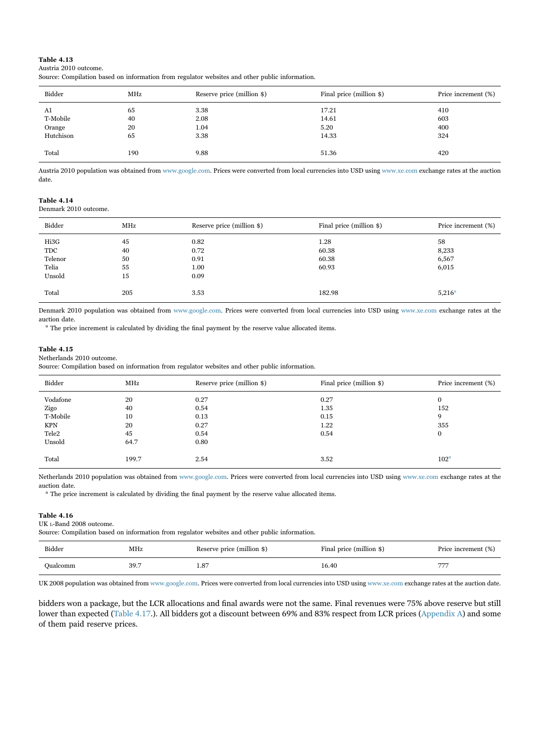**Table 4.13**
Austria 2010 outcome.
Source: Compilation based on information from regulator websites and other public information.

| Bidder | MHz | Reserve price (million $) | Final price (million $) | Price increment (%) |
|---|---|---|---|---|
| A1 | 65 | 3.38 | 17.21 | 410 |
| T-Mobile | 40 | 2.08 | 14.61 | 603 |
| Orange | 20 | 1.04 | 5.20 | 400 |
| Hutchison | 65 | 3.38 | 14.33 | 324 |
| Total | 190 | 9.88 | 51.36 | 420 |

Austria 2010 population was obtained from www.google.com. Prices were converted from local currencies into USD using www.xe.com exchange rates at the auction date.

**Table 4.14**
Denmark 2010 outcome.

| Bidder | MHz | Reserve price (million $) | Final price (million $) | Price increment (%) |
|---|---|---|---|---|
| Hi3G | 45 | 0.82 | 1.28 | 58 |
| TDC | 40 | 0.72 | 60.38 | 8,233 |
| Telenor | 50 | 0.91 | 60.38 | 6,567 |
| Telia | 55 | 1.00 | 60.93 | 6,015 |
| Unsold | 15 | 0.09 | | |
| Total | 205 | 3.53 | 182.98 | 5,216[a] |

Denmark 2010 population was obtained from www.google.com. Prices were converted from local currencies into USD using www.xe.com exchange rates at the auction date.

[a] The price increment is calculated by dividing the final payment by the reserve value allocated items.

**Table 4.15**
Netherlands 2010 outcome.
Source: Compilation based on information from regulator websites and other public information.

| Bidder | MHz | Reserve price (million $) | Final price (million $) | Price increment (%) |
|---|---|---|---|---|
| Vodafone | 20 | 0.27 | 0.27 | 0 |
| Zigo | 40 | 0.54 | 1.35 | 152 |
| T-Mobile | 10 | 0.13 | 0.15 | 9 |
| KPN | 20 | 0.27 | 1.22 | 355 |
| Tele2 | 45 | 0.54 | 0.54 | 0 |
| Unsold | 64.7 | 0.80 | | |
| Total | 199.7 | 2.54 | 3.52 | 102[a] |

Netherlands 2010 population was obtained from www.google.com. Prices were converted from local currencies into USD using www.xe.com exchange rates at the auction date.

[a] The price increment is calculated by dividing the final payment by the reserve value allocated items.

**Table 4.16**
UK L-Band 2008 outcome.
Source: Compilation based on information from regulator websites and other public information.

| Bidder | MHz | Reserve price (million $) | Final price (million $) | Price increment (%) |
|---|---|---|---|---|
| Qualcomm | 39.7 | 1.87 | 16.40 | 777 |

UK 2008 population was obtained from www.google.com. Prices were converted from local currencies into USD using www.xe.com exchange rates at the auction date.

bidders won a package, but the LCR allocations and final awards were not the same. Final revenues were 75% above reserve but still lower than expected (Table 4.17.). All bidders got a discount between 69% and 83% respect from LCR prices (Appendix A) and some of them paid reserve prices.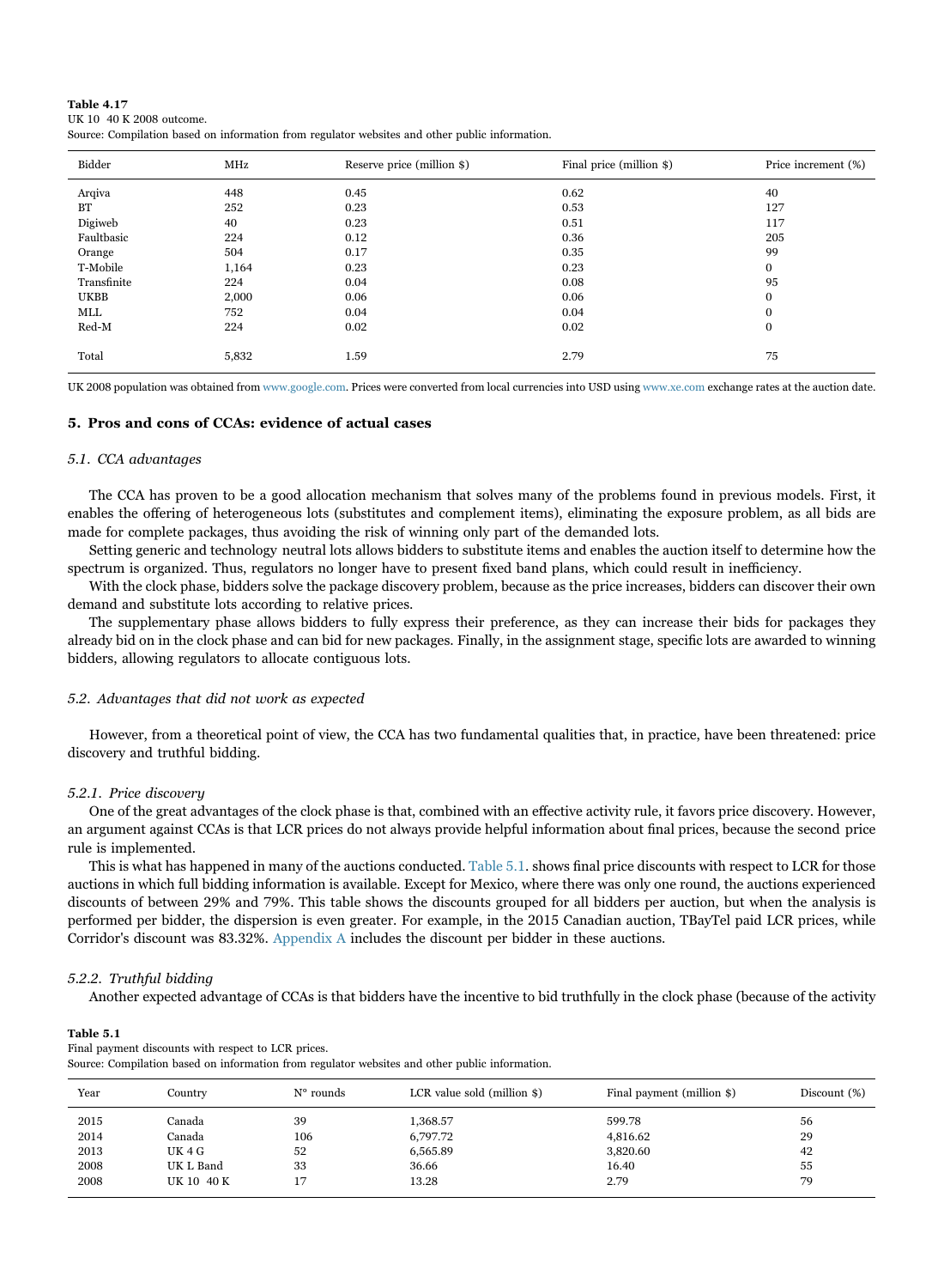**Table 4.17**
UK 10 40 K 2008 outcome.
Source: Compilation based on information from regulator websites and other public information.

| Bidder | MHz | Reserve price (million $) | Final price (million $) | Price increment (%) |
|---|---|---|---|---|
| Arqiva | 448 | 0.45 | 0.62 | 40 |
| BT | 252 | 0.23 | 0.53 | 127 |
| Digiweb | 40 | 0.23 | 0.51 | 117 |
| Faultbasic | 224 | 0.12 | 0.36 | 205 |
| Orange | 504 | 0.17 | 0.35 | 99 |
| T-Mobile | 1,164 | 0.23 | 0.23 | 0 |
| Transfinite | 224 | 0.04 | 0.08 | 95 |
| UKBB | 2,000 | 0.06 | 0.06 | 0 |
| MLL | 752 | 0.04 | 0.04 | 0 |
| Red-M | 224 | 0.02 | 0.02 | 0 |
| Total | 5,832 | 1.59 | 2.79 | 75 |

UK 2008 population was obtained from www.google.com. Prices were converted from local currencies into USD using www.xe.com exchange rates at the auction date.

## 5. Pros and cons of CCAs: evidence of actual cases

### 5.1. CCA advantages

The CCA has proven to be a good allocation mechanism that solves many of the problems found in previous models. First, it enables the offering of heterogeneous lots (substitutes and complement items), eliminating the exposure problem, as all bids are made for complete packages, thus avoiding the risk of winning only part of the demanded lots.

Setting generic and technology neutral lots allows bidders to substitute items and enables the auction itself to determine how the spectrum is organized. Thus, regulators no longer have to present fixed band plans, which could result in inefficiency.

With the clock phase, bidders solve the package discovery problem, because as the price increases, bidders can discover their own demand and substitute lots according to relative prices.

The supplementary phase allows bidders to fully express their preference, as they can increase their bids for packages they already bid on in the clock phase and can bid for new packages. Finally, in the assignment stage, specific lots are awarded to winning bidders, allowing regulators to allocate contiguous lots.

### 5.2. Advantages that did not work as expected

However, from a theoretical point of view, the CCA has two fundamental qualities that, in practice, have been threatened: price discovery and truthful bidding.

#### 5.2.1. Price discovery

One of the great advantages of the clock phase is that, combined with an effective activity rule, it favors price discovery. However, an argument against CCAs is that LCR prices do not always provide helpful information about final prices, because the second price rule is implemented.

This is what has happened in many of the auctions conducted. Table 5.1. shows final price discounts with respect to LCR for those auctions in which full bidding information is available. Except for Mexico, where there was only one round, the auctions experienced discounts of between 29% and 79%. This table shows the discounts grouped for all bidders per auction, but when the analysis is performed per bidder, the dispersion is even greater. For example, in the 2015 Canadian auction, TBayTel paid LCR prices, while Corridor's discount was 83.32%. Appendix A includes the discount per bidder in these auctions.

#### 5.2.2. Truthful bidding

Another expected advantage of CCAs is that bidders have the incentive to bid truthfully in the clock phase (because of the activity

**Table 5.1**
Final payment discounts with respect to LCR prices.
Source: Compilation based on information from regulator websites and other public information.

| Year | Country | N° rounds | LCR value sold (million $) | Final payment (million $) | Discount (%) |
|---|---|---|---|---|---|
| 2015 | Canada | 39 | 1,368.57 | 599.78 | 56 |
| 2014 | Canada | 106 | 6,797.72 | 4,816.62 | 29 |
| 2013 | UK 4 G | 52 | 6,565.89 | 3,820.60 | 42 |
| 2008 | UK L Band | 33 | 36.66 | 16.40 | 55 |
| 2008 | UK 10 40 K | 17 | 13.28 | 2.79 | 79 |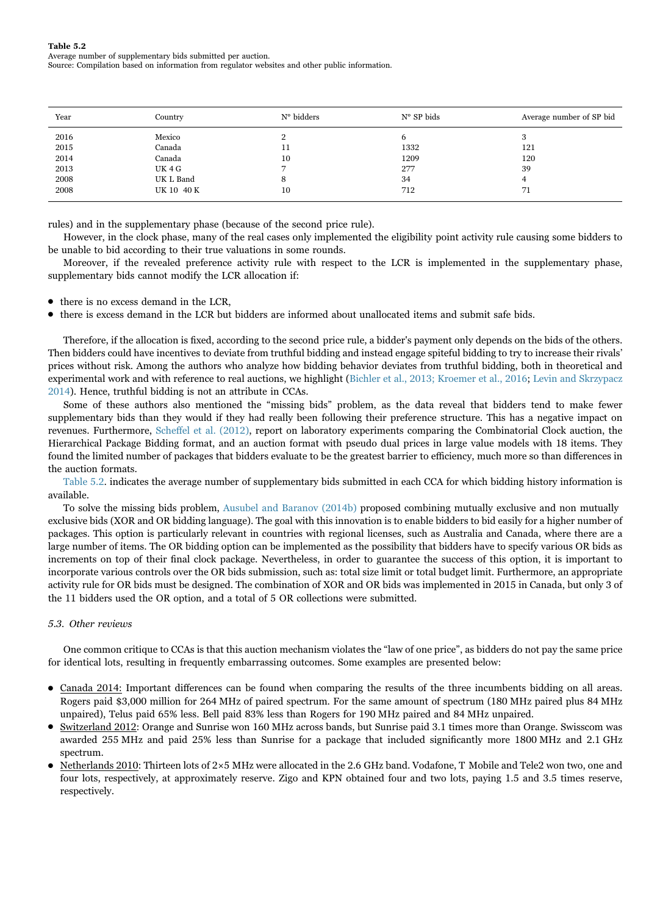**Table 5.2**
Average number of supplementary bids submitted per auction.
Source: Compilation based on information from regulator websites and other public information.

| Year | Country | N° bidders | N° SP bids | Average number of SP bid |
|---|---|---|---|---|
| 2016 | Mexico | 2 | 6 | 3 |
| 2015 | Canada | 11 | 1332 | 121 |
| 2014 | Canada | 10 | 1209 | 120 |
| 2013 | UK 4 G | 7 | 277 | 39 |
| 2008 | UK L Band | 8 | 34 | 4 |
| 2008 | UK 10 40 K | 10 | 712 | 71 |

rules) and in the supplementary phase (because of the second price rule).

However, in the clock phase, many of the real cases only implemented the eligibility point activity rule causing some bidders to be unable to bid according to their true valuations in some rounds.

Moreover, if the revealed preference activity rule with respect to the LCR is implemented in the supplementary phase, supplementary bids cannot modify the LCR allocation if:

- there is no excess demand in the LCR,
- there is excess demand in the LCR but bidders are informed about unallocated items and submit safe bids.

Therefore, if the allocation is fixed, according to the second price rule, a bidder's payment only depends on the bids of the others. Then bidders could have incentives to deviate from truthful bidding and instead engage spiteful bidding to try to increase their rivals' prices without risk. Among the authors who analyze how bidding behavior deviates from truthful bidding, both in theoretical and experimental work and with reference to real auctions, we highlight (Bichler et al., 2013; Kroemer et al., 2016; Levin and Skrzypacz 2014). Hence, truthful bidding is not an attribute in CCAs.

Some of these authors also mentioned the "missing bids" problem, as the data reveal that bidders tend to make fewer supplementary bids than they would if they had really been following their preference structure. This has a negative impact on revenues. Furthermore, Scheffel et al. (2012), report on laboratory experiments comparing the Combinatorial Clock auction, the Hierarchical Package Bidding format, and an auction format with pseudo dual prices in large value models with 18 items. They found the limited number of packages that bidders evaluate to be the greatest barrier to efficiency, much more so than differences in the auction formats.

Table 5.2. indicates the average number of supplementary bids submitted in each CCA for which bidding history information is available.

To solve the missing bids problem, Ausubel and Baranov (2014b) proposed combining mutually exclusive and non mutually exclusive bids (XOR and OR bidding language). The goal with this innovation is to enable bidders to bid easily for a higher number of packages. This option is particularly relevant in countries with regional licenses, such as Australia and Canada, where there are a large number of items. The OR bidding option can be implemented as the possibility that bidders have to specify various OR bids as increments on top of their final clock package. Nevertheless, in order to guarantee the success of this option, it is important to incorporate various controls over the OR bids submission, such as: total size limit or total budget limit. Furthermore, an appropriate activity rule for OR bids must be designed. The combination of XOR and OR bids was implemented in 2015 in Canada, but only 3 of the 11 bidders used the OR option, and a total of 5 OR collections were submitted.

### 5.3. Other reviews

One common critique to CCAs is that this auction mechanism violates the "law of one price", as bidders do not pay the same price for identical lots, resulting in frequently embarrassing outcomes. Some examples are presented below:

- Canada 2014: Important differences can be found when comparing the results of the three incumbents bidding on all areas. Rogers paid \$3,000 million for 264 MHz of paired spectrum. For the same amount of spectrum (180 MHz paired plus 84 MHz unpaired), Telus paid 65% less. Bell paid 83% less than Rogers for 190 MHz paired and 84 MHz unpaired.
- Switzerland 2012: Orange and Sunrise won 160 MHz across bands, but Sunrise paid 3.1 times more than Orange. Swisscom was awarded 255 MHz and paid 25% less than Sunrise for a package that included significantly more 1800 MHz and 2.1 GHz spectrum.
- Netherlands 2010: Thirteen lots of 2×5 MHz were allocated in the 2.6 GHz band. Vodafone, T Mobile and Tele2 won two, one and four lots, respectively, at approximately reserve. Ziggo and KPN obtained four and two lots, paying 1.5 and 3.5 times reserve, respectively.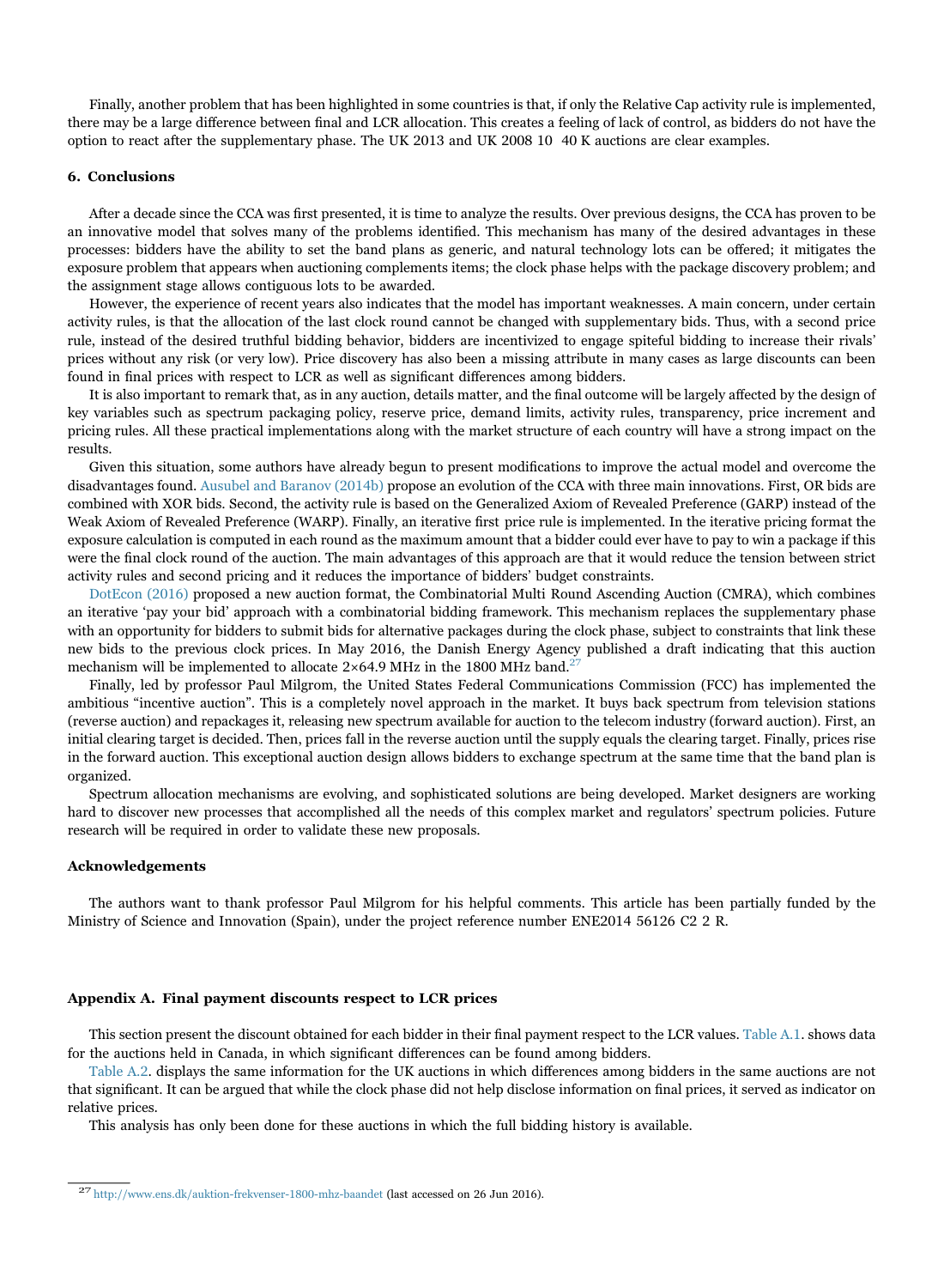Finally, another problem that has been highlighted in some countries is that, if only the Relative Cap activity rule is implemented, there may be a large difference between final and LCR allocation. This creates a feeling of lack of control, as bidders do not have the option to react after the supplementary phase. The UK 2013 and UK 2008 10 40 K auctions are clear examples.

## 6. Conclusions

After a decade since the CCA was first presented, it is time to analyze the results. Over previous designs, the CCA has proven to be an innovative model that solves many of the problems identified. This mechanism has many of the desired advantages in these processes: bidders have the ability to set the band plans as generic, and natural technology lots can be offered; it mitigates the exposure problem that appears when auctioning complements items; the clock phase helps with the package discovery problem; and the assignment stage allows contiguous lots to be awarded.

However, the experience of recent years also indicates that the model has important weaknesses. A main concern, under certain activity rules, is that the allocation of the last clock round cannot be changed with supplementary bids. Thus, with a second price rule, instead of the desired truthful bidding behavior, bidders are incentivized to engage spiteful bidding to increase their rivals' prices without any risk (or very low). Price discovery has also been a missing attribute in many cases as large discounts can been found in final prices with respect to LCR as well as significant differences among bidders.

It is also important to remark that, as in any auction, details matter, and the final outcome will be largely affected by the design of key variables such as spectrum packaging policy, reserve price, demand limits, activity rules, transparency, price increment and pricing rules. All these practical implementations along with the market structure of each country will have a strong impact on the results.

Given this situation, some authors have already begun to present modifications to improve the actual model and overcome the disadvantages found. Ausubel and Baranov (2014b) propose an evolution of the CCA with three main innovations. First, OR bids are combined with XOR bids. Second, the activity rule is based on the Generalized Axiom of Revealed Preference (GARP) instead of the Weak Axiom of Revealed Preference (WARP). Finally, an iterative first price rule is implemented. In the iterative pricing format the exposure calculation is computed in each round as the maximum amount that a bidder could ever have to pay to win a package if this were the final clock round of the auction. The main advantages of this approach are that it would reduce the tension between strict activity rules and second pricing and it reduces the importance of bidders' budget constraints.

DotEcon (2016) proposed a new auction format, the Combinatorial Multi Round Ascending Auction (CMRA), which combines an iterative 'pay your bid' approach with a combinatorial bidding framework. This mechanism replaces the supplementary phase with an opportunity for bidders to submit bids for alternative packages during the clock phase, subject to constraints that link these new bids to the previous clock prices. In May 2016, the Danish Energy Agency published a draft indicating that this auction mechanism will be implemented to allocate 2×64.9 MHz in the 1800 MHz band.[27]

Finally, led by professor Paul Milgrom, the United States Federal Communications Commission (FCC) has implemented the ambitious "incentive auction". This is a completely novel approach in the market. It buys back spectrum from television stations (reverse auction) and repackages it, releasing new spectrum available for auction to the telecom industry (forward auction). First, an initial clearing target is decided. Then, prices fall in the reverse auction until the supply equals the clearing target. Finally, prices rise in the forward auction. This exceptional auction design allows bidders to exchange spectrum at the same time that the band plan is organized.

Spectrum allocation mechanisms are evolving, and sophisticated solutions are being developed. Market designers are working hard to discover new processes that accomplished all the needs of this complex market and regulators' spectrum policies. Future research will be required in order to validate these new proposals.

## Acknowledgements

The authors want to thank professor Paul Milgrom for his helpful comments. This article has been partially funded by the Ministry of Science and Innovation (Spain), under the project reference number ENE2014 56126 C2 2 R.

## Appendix A. Final payment discounts respect to LCR prices

This section present the discount obtained for each bidder in their final payment respect to the LCR values. Table A.1. shows data for the auctions held in Canada, in which significant differences can be found among bidders.

Table A.2. displays the same information for the UK auctions in which differences among bidders in the same auctions are not that significant. It can be argued that while the clock phase did not help disclose information on final prices, it served as indicator on relative prices.

This analysis has only been done for these auctions in which the full bidding history is available.

[27] http://www.ens.dk/auktion-frekvenser-1800-mhz-baandet (last accessed on 26 Jun 2016).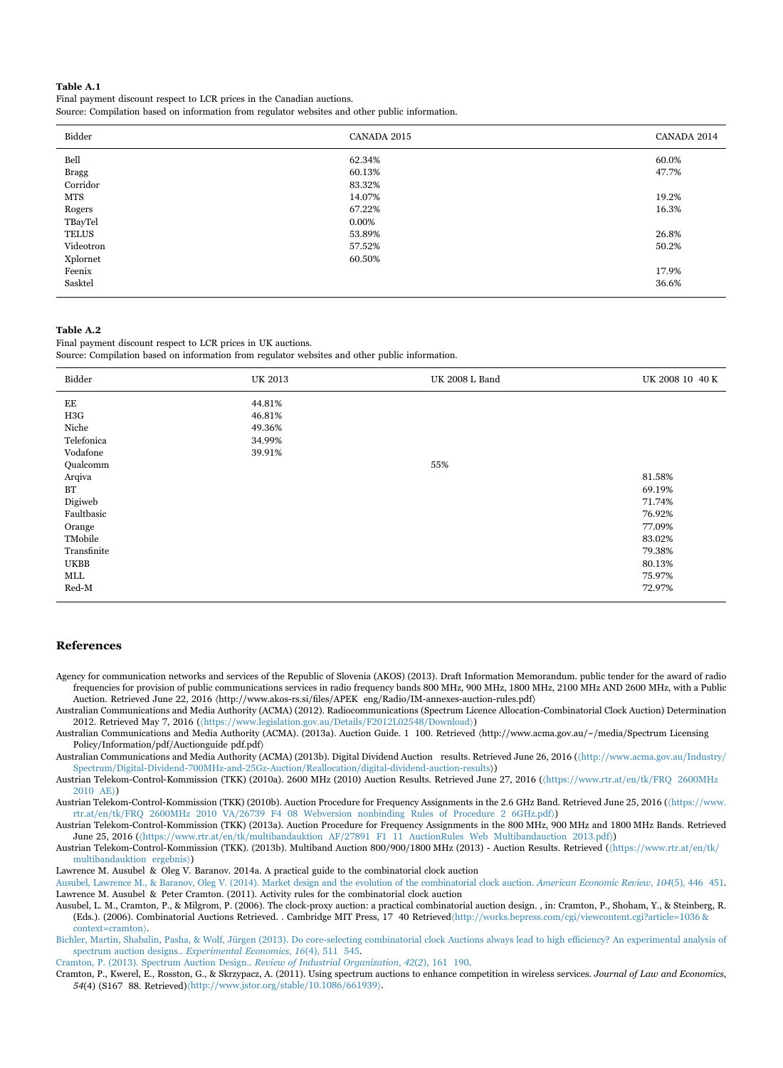**Table A.1**
Final payment discount respect to LCR prices in the Canadian auctions.
Source: Compilation based on information from regulator websites and other public information.

| Bidder | CANADA 2015 | CANADA 2014 |
|---|---|---|
| Bell | 62.34% | 60.0% |
| Bragg | 60.13% | 47.7% |
| Corridor | 83.32% | |
| MTS | 14.07% | 19.2% |
| Rogers | 67.22% | 16.3% |
| TBayTel | 0.00% | |
| TELUS | 53.89% | 26.8% |
| Videotron | 57.52% | 50.2% |
| Xplornet | 60.50% | |
| Feenix | | 17.9% |
| Sasktel | | 36.6% |

**Table A.2**
Final payment discount respect to LCR prices in UK auctions.
Source: Compilation based on information from regulator websites and other public information.

| Bidder | UK 2013 | UK 2008 L Band | UK 2008 10 40 K |
|---|---|---|---|
| EE | 44.81% | | |
| H3G | 46.81% | | |
| Niche | 49.36% | | |
| Telefonica | 34.99% | | |
| Vodafone | 39.91% | | |
| Qualcomm | | 55% | |
| Arqiva | | | 81.58% |
| BT | | | 69.19% |
| Digiweb | | | 71.74% |
| Faultbasic | | | 76.92% |
| Orange | | | 77.09% |
| TMobile | | | 83.02% |
| Transfinite | | | 79.38% |
| UKBB | | | 80.13% |
| MLL | | | 75.97% |
| Red-M | | | 72.97% |

## References

Agency for communication networks and services of the Republic of Slovenia (AKOS) (2013). Draft Information Memorandum. public tender for the award of radio frequencies for provision of public communications services in radio frequency bands 800 MHz, 900 MHz, 1800 MHz, 2100 MHz AND 2600 MHz, with a Public Auction. Retrieved June 22, 2016 ⟨http://www.akos-rs.si/files/APEK eng/Radio/IM-annexes-auction-rules.pdf⟩

Australian Communications and Media Authority (ACMA) (2012). Radiocommunications (Spectrum Licence Allocation-Combinatorial Clock Auction) Determination 2012. Retrieved May 7, 2016 (⟨https://www.legislation.gov.au/Details/F2012L02548/Download⟩)

Australian Communications and Media Authority (ACMA). (2013a). Auction Guide. 1 100. Retrieved ⟨http://www.acma.gov.au/~/media/Spectrum Licensing Policy/Information/pdf/Auctionguide pdf.pdf⟩

Australian Communications and Media Authority (ACMA) (2013b). Digital Dividend Auction results. Retrieved June 26, 2016 (⟨http://www.acma.gov.au/Industry/Spectrum/Digital-Dividend-700MHz-and-25Gz-Auction/Reallocation/digital-dividend-auction-results⟩)

Austrian Telekom-Control-Kommission (TKK) (2010a). 2600 MHz (2010) Auction Results. Retrieved June 27, 2016 (⟨https://www.rtr.at/en/tk/FRQ 2600MHz 2010 AE⟩)

Austrian Telekom-Control-Kommission (TKK) (2010b). Auction Procedure for Frequency Assignments in the 2.6 GHz Band. Retrieved June 25, 2016 (⟨https://www.rtr.at/en/tk/FRQ 2600MHz 2010 VA/26739 F4 08 Webversion nonbinding Rules of Procedure 2 6GHz.pdf⟩)

Austrian Telekom-Control-Kommission (TKK) (2013a). Auction Procedure for Frequency Assignments in the 800 MHz, 900 MHz and 1800 MHz Bands. Retrieved June 25, 2016 (⟨https://www.rtr.at/en/tk/multibandauktion AF/27891 F1 11 AuctionRules Web Multibandauction 2013.pdf⟩)

Austrian Telekom-Control-Kommission (TKK). (2013b). Multiband Auction 800/900/1800 MHz (2013) - Auction Results. Retrieved (⟨https://www.rtr.at/en/tk/multibandauktion ergebnis⟩)

Lawrence M. Ausubel & Oleg V. Baranov. 2014a. A practical guide to the combinatorial clock auction

Ausubel, Lawrence M., & Baranov, Oleg V. (2014). Market design and the evolution of the combinatorial clock auction. *American Economic Review*, *104*(5), 446 451.

Lawrence M. Ausubel & Peter Cramton. (2011). Activity rules for the combinatorial clock auction

Ausubel, L. M., Cramton, P., & Milgrom, P. (2006). The clock-proxy auction: a practical combinatorial auction design. , in: Cramton, P., Shoham, Y., & Steinberg, R. (Eds.). (2006). Combinatorial Auctions Retrieved. . Cambridge MIT Press, 17 40 Retrieved⟨http://works.bepress.com/cgi/viewcontent.cgi?article=1036&context=cramton⟩.

Bichler, Martin, Shabalin, Pasha, & Wolf, Jürgen (2013). Do core-selecting combinatorial clock Auctions always lead to high efficiency? An experimental analysis of spectrum auction designs.. *Experimental Economics*, *16*(4), 511 545.

Cramton, P. (2013). Spectrum Auction Design.. *Review of Industrial Organization*, *42*(2), 161 190.

Cramton, P., Kwerel, E., Rosston, G., & Skrzypacz, A. (2011). Using spectrum auctions to enhance competition in wireless services. *Journal of Law and Economics*, *54*(4) (S167 88. Retrieved)⟨http://www.jstor.org/stable/10.1086/661939⟩.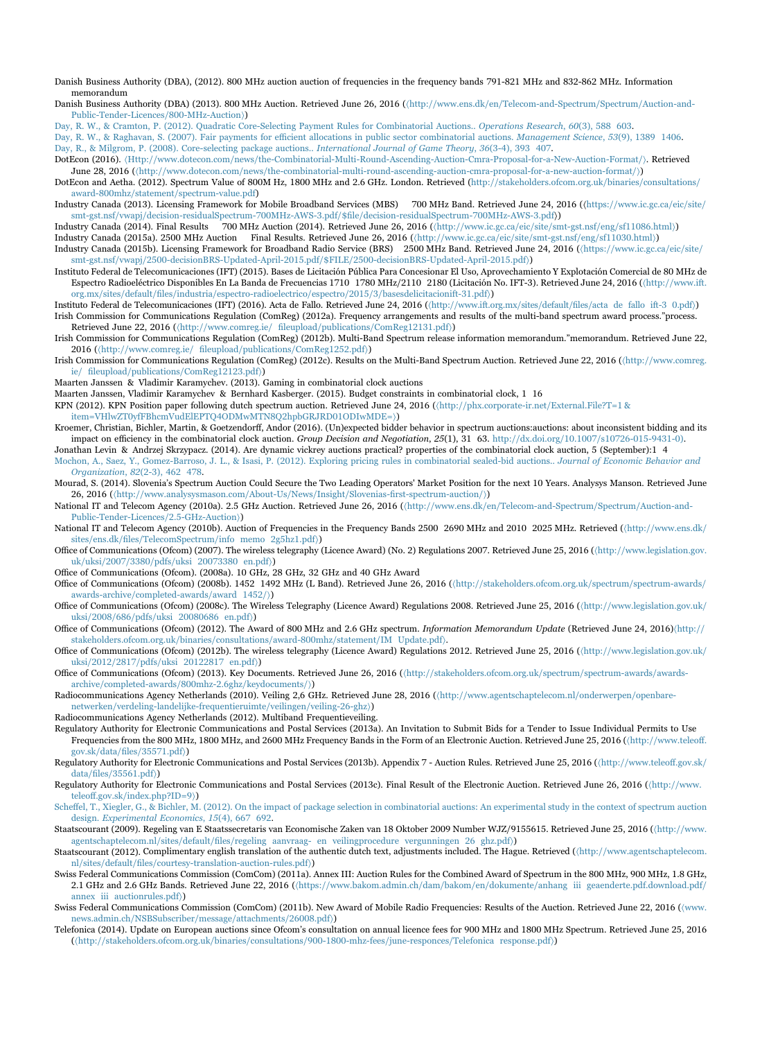Danish Business Authority (DBA), (2012). 800 MHz auction auction of frequencies in the frequency bands 791-821 MHz and 832-862 MHz. Information memorandum

Danish Business Authority (DBA) (2013). 800 MHz Auction. Retrieved June 26, 2016 (⟨http://www.ens.dk/en/Telecom-and-Spectrum/Spectrum/Auction-and-Public-Tender-Licences/800-MHz-Auction⟩)

Day, R. W., & Cramton, P. (2012). Quadratic Core-Selecting Payment Rules for Combinatorial Auctions.. *Operations Research*, *60*(3), 588 603.

Day, R. W., & Raghavan, S. (2007). Fair payments for efficient allocations in public sector combinatorial auctions. *Management Science*, *53*(9), 1389 1406.

Day, R., & Milgrom, P. (2008). Core-selecting package auctions.. *International Journal of Game Theory*, *36*(3-4), 393 407.

DotEcon (2016). ⟨Http://www.dotecon.com/news/the-Combinatorial-Multi-Round-Ascending-Auction-Cmra-Proposal-for-a-New-Auction-Format/⟩. Retrieved June 28, 2016 (⟨http://www.dotecon.com/news/the-combinatorial-multi-round-ascending-auction-cmra-proposal-for-a-new-auction-format/⟩)

DotEcon and Aetha. (2012). Spectrum Value of 800M Hz, 1800 MHz and 2.6 GHz. London. Retrieved (http://stakeholders.ofcom.org.uk/binaries/consultations/award-800mhz/statement/spectrum-value.pdf)

Industry Canada (2013). Licensing Framework for Mobile Broadband Services (MBS) 700 MHz Band. Retrieved June 24, 2016 ((https://www.ic.gc.ca/eic/site/smt-gst.nsf/vwapj/decision-residualSpectrum-700MHz-AWS-3.pdf/$file/decision-residualSpectrum-700MHz-AWS-3.pdf))

Industry Canada (2014). Final Results 700 MHz Auction (2014). Retrieved June 26, 2016 (⟨http://www.ic.gc.ca/eic/site/smt-gst.nsf/eng/sf11086.html⟩)

Industry Canada (2015a). 2500 MHz Auction Final Results. Retrieved June 26, 2016 (⟨http://www.ic.gc.ca/eic/site/smt-gst.nsf/eng/sf11030.html⟩)

Industry Canada (2015b). Licensing Framework for Broadband Radio Service (BRS) 2500 MHz Band. Retrieved June 24, 2016 (⟨https://www.ic.gc.ca/eic/site/smt-gst.nsf/vwapj/2500-decisionBRS-Updated-April-2015.pdf/$FILE/2500-decisionBRS-Updated-April-2015.pdf⟩)

Instituto Federal de Telecomunicaciones (IFT) (2015). Bases de Licitación Pública Para Concesionar El Uso, Aprovechamiento Y Explotación Comercial de 80 MHz de Espectro Radioeléctrico Disponibles En La Banda de Frecuencias 1710 1780 MHz/2110 2180 (Licitación No. IFT-3). Retrieved June 24, 2016 (⟨http://www.ift.org.mx/sites/default/files/industria/espectro-radioelectrico/espectro/2015/3/basesdelicitacionift-31.pdf⟩)

Instituto Federal de Telecomunicaciones (IFT) (2016). Acta de Fallo. Retrieved June 24, 2016 (⟨http://www.ift.org.mx/sites/default/files/acta de fallo ift-3 0.pdf⟩)

Irish Commission for Communications Regulation (ComReg) (2012a). Frequency arrangements and results of the multi-band spectrum award process."process. Retrieved June 22, 2016 (⟨http://www.comreg.ie/ fileupload/publications/ComReg12131.pdf⟩)

Irish Commission for Communications Regulation (ComReg) (2012b). Multi-Band Spectrum release information memorandum."memorandum. Retrieved June 22, 2016 (⟨http://www.comreg.ie/ fileupload/publications/ComReg1252.pdf⟩)

Irish Commission for Communications Regulation (ComReg) (2012c). Results on the Multi-Band Spectrum Auction. Retrieved June 22, 2016 (⟨http://www.comreg.ie/ fileupload/publications/ComReg12123.pdf⟩)

Maarten Janssen & Vladimir Karamychev. (2013). Gaming in combinatorial clock auctions

Maarten Janssen, Vladimir Karamychev & Bernhard Kasberger. (2015). Budget constraints in combinatorial clock, 1 16

KPN (2012). KPN Position paper following dutch spectrum auction. Retrieved June 24, 2016 (⟨http://phx.corporate-ir.net/External.File?T=1&item=VHlwZT0yfFBhcmVudElEPTQ4ODMwMTN8Q2hpbGRJRD01ODIwMDE=⟩)

Kroemer, Christian, Bichler, Martin, & Goetzendorff, Andor (2016). (Un)expected bidder behavior in spectrum auctions:auctions: about inconsistent bidding and its impact on efficiency in the combinatorial clock auction. *Group Decision and Negotiation*, *25*(1), 31 63. http://dx.doi.org/10.1007/s10726-015-9431-0).

Jonathan Levin & Andrzej Skrzypacz. (2014). Are dynamic vickrey auctions practical? properties of the combinatorial clock auction, 5 (September):1 4

Mochon, A., Saez, Y., Gomez-Barroso, J. L., & Isasi, P. (2012). Exploring pricing rules in combinatorial sealed-bid auctions.. *Journal of Economic Behavior and Organization*, *82*(2-3), 462 478.

Mourad, S. (2014). Slovenia's Spectrum Auction Could Secure the Two Leading Operators' Market Position for the next 10 Years. Analysys Manson. Retrieved June 26, 2016 (⟨http://www.analysysmason.com/About-Us/News/Insight/Slovenias-first-spectrum-auction/⟩)

National IT and Telecom Agency (2010a). 2.5 GHz Auction. Retrieved June 26, 2016 (⟨http://www.ens.dk/en/Telecom-and-Spectrum/Spectrum/Auction-and-Public-Tender-Licences/2.5-GHz-Auction⟩)

National IT and Telecom Agency (2010b). Auction of Frequencies in the Frequency Bands 2500 2690 MHz and 2010 2025 MHz. Retrieved (⟨http://www.ens.dk/sites/ens.dk/files/TelecomSpectrum/info memo 2g5hz1.pdf⟩)

Office of Communications (Ofcom) (2007). The wireless telegraphy (Licence Award) (No. 2) Regulations 2007. Retrieved June 25, 2016 (⟨http://www.legislation.gov.uk/uksi/2007/3380/pdfs/uksi 20073380 en.pdf⟩)

Office of Communications (Ofcom). (2008a). 10 GHz, 28 GHz, 32 GHz and 40 GHz Award

Office of Communications (Ofcom) (2008b). 1452 1492 MHz (L Band). Retrieved June 26, 2016 (⟨http://stakeholders.ofcom.org.uk/spectrum/spectrum-awards/awards-archive/completed-awards/award 1452/⟩)

Office of Communications (Ofcom) (2008c). The Wireless Telegraphy (Licence Award) Regulations 2008. Retrieved June 25, 2016 (⟨http://www.legislation.gov.uk/uksi/2008/686/pdfs/uksi 20080686 en.pdf⟩)

Office of Communications (Ofcom) (2012). The Award of 800 MHz and 2.6 GHz spectrum. *Information Memorandum Update* (Retrieved June 24, 2016)⟨http://stakeholders.ofcom.org.uk/binaries/consultations/award-800mhz/statement/IM Update.pdf⟩.

Office of Communications (Ofcom) (2012b). The wireless telegraphy (Licence Award) Regulations 2012. Retrieved June 25, 2016 (⟨http://www.legislation.gov.uk/uksi/2012/2817/pdfs/uksi 20122817 en.pdf⟩)

Office of Communications (Ofcom) (2013). Key Documents. Retrieved June 26, 2016 (⟨http://stakeholders.ofcom.org.uk/spectrum/spectrum-awards/awards-archive/completed-awards/800mhz-2.6ghz/keydocuments/⟩)

Radiocommunications Agency Netherlands (2010). Veiling 2,6 GHz. Retrieved June 28, 2016 (⟨http://www.agentschaptelecom.nl/onderwerpen/openbare-netwerken/verdeling-landelijke-frequentieruimte/veilingen/veiling-26-ghz⟩)

Radiocommunications Agency Netherlands (2012). Multiband Frequentieveiling.

Regulatory Authority for Electronic Communications and Postal Services (2013a). An Invitation to Submit Bids for a Tender to Issue Individual Permits to Use Frequencies from the 800 MHz, 1800 MHz, and 2600 MHz Frequency Bands in the Form of an Electronic Auction. Retrieved June 25, 2016 (⟨http://www.teleoff.gov.sk/data/files/35571.pdf⟩)

Regulatory Authority for Electronic Communications and Postal Services (2013b). Appendix 7 - Auction Rules. Retrieved June 25, 2016 (⟨http://www.teleoff.gov.sk/data/files/35561.pdf⟩)

Regulatory Authority for Electronic Communications and Postal Services (2013c). Final Result of the Electronic Auction. Retrieved June 26, 2016 (⟨http://www.teleoff.gov.sk/index.php?ID=9⟩)

Scheffel, T., Ziegler, G., & Bichler, M. (2012). On the impact of package selection in combinatorial auctions: An experimental study in the context of spectrum auction design. *Experimental Economics*, *15*(4), 667 692.

Staatscourant (2009). Regeling van E Staatssecretaris van Economische Zaken van 18 Oktober 2009 Number WJZ/9155615. Retrieved June 25, 2016 (⟨http://www.agentschaptelecom.nl/sites/default/files/regeling aanvraag- en veilingprocedure vergunningen 26 ghz.pdf⟩)

Staatscourant (2012). Complimentary english translation of the authentic dutch text, adjustments included. The Hague. Retrieved (⟨http://www.agentschaptelecom.nl/sites/default/files/courtesy-translation-auction-rules.pdf⟩)

Swiss Federal Communications Commission (ComCom) (2011a). Annex III: Auction Rules for the Combined Award of Spectrum in the 800 MHz, 900 MHz, 1.8 GHz, 2.1 GHz and 2.6 GHz Bands. Retrieved June 22, 2016 (⟨https://www.bakom.admin.ch/dam/bakom/en/dokumente/anhang iii geaenderte.pdf.download.pdf/annex iii auctionrules.pdf⟩)

Swiss Federal Communications Commission (ComCom) (2011b). New Award of Mobile Radio Frequencies: Results of the Auction. Retrieved June 22, 2016 (⟨www.news.admin.ch/NSBSubscriber/message/attachments/26008.pdf⟩)

Telefonica (2014). Update on European auctions since Ofcom's consultation on annual licence fees for 900 MHz and 1800 MHz Spectrum. Retrieved June 25, 2016 (⟨http://stakeholders.ofcom.org.uk/binaries/consultations/900-1800-mhz-fees/june-responces/Telefonica response.pdf⟩)